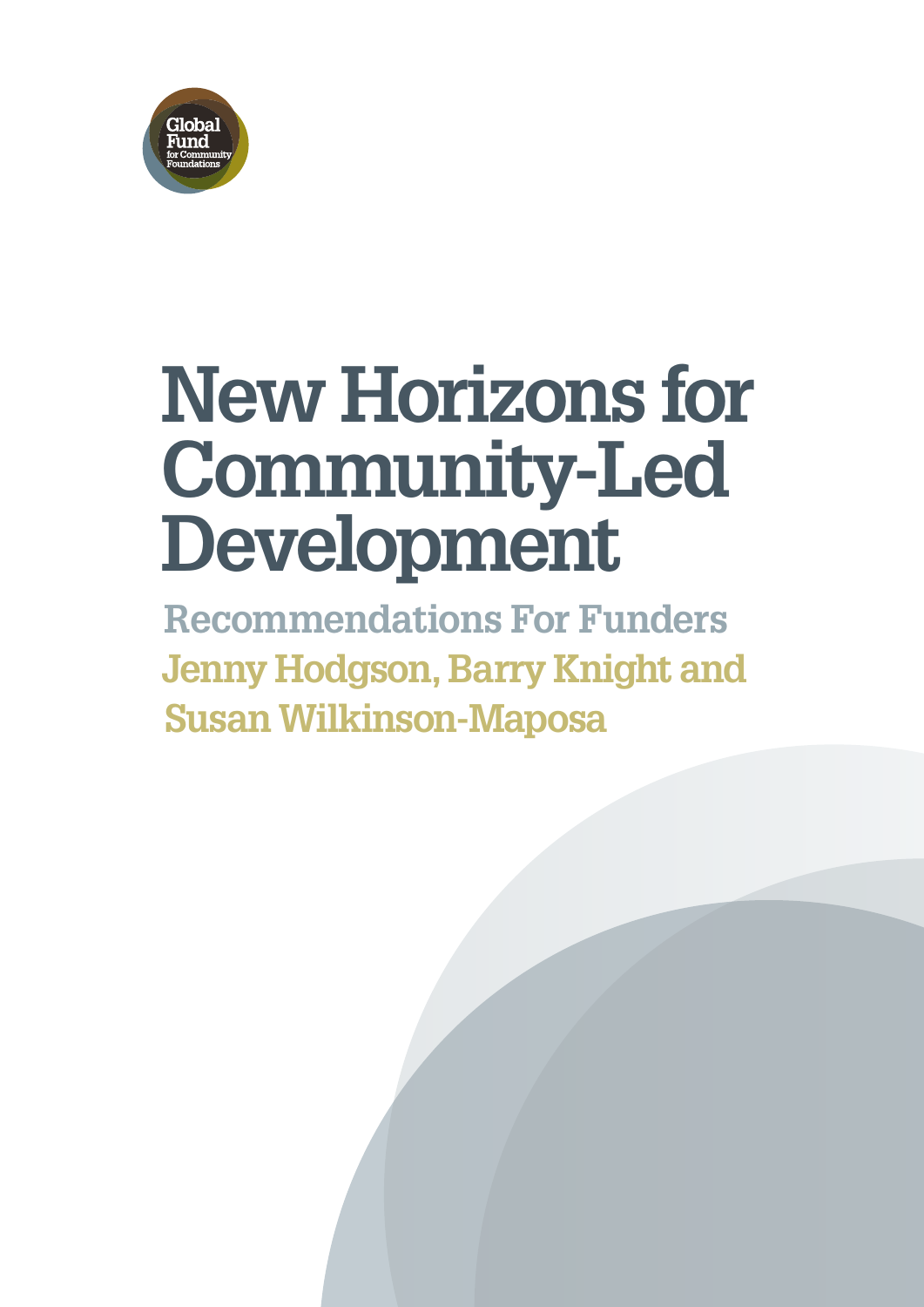Global Fund for Community Foundations

# New Horizons for Community-Led Development

## Recommendations For Funders

**Jenny Hodgson, Barry Knight and Susan Wilkinson-Maposa**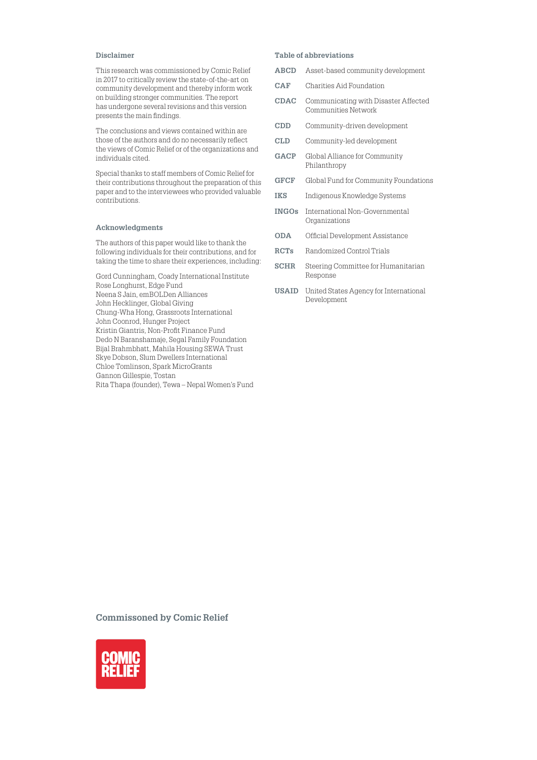### Disclaimer

This research was commissioned by Comic Relief in 2017 to critically review the state-of-the-art on community development and thereby inform work on building stronger communities. The report has undergone several revisions and this version presents the main findings.

The conclusions and views contained within are those of the authors and do no necessarily reflect the views of Comic Relief or of the organizations and individuals cited.

Special thanks to staff members of Comic Relief for their contributions throughout the preparation of this paper and to the interviewees who provided valuable contributions.

### Acknowledgments

The authors of this paper would like to thank the following individuals for their contributions, and for taking the time to share their experiences, including:

Gord Cunningham, Coady International Institute
Rose Longhurst, Edge Fund
Neena S Jain, emBOLDen Alliances
John Hecklinger, Global Giving
Chung-Wha Hong, Grassroots International
John Coonrod, Hunger Project
Kristin Giantris, Non-Profit Finance Fund
Dedo N Baranshamaje, Segal Family Foundation
Bijal Brahmbhatt, Mahila Housing SEWA Trust
Skye Dobson, Slum Dwellers International
Chloe Tomlinson, Spark MicroGrants
Gannon Gillespie, Tostan
Rita Thapa (founder), Tewa – Nepal Women's Fund

### Table of abbreviations

| | |
|---|---|
| **ABCD** | Asset-based community development |
| **CAF** | Charities Aid Foundation |
| **CDAC** | Communicating with Disaster Affected Communities Network |
| **CDD** | Community-driven development |
| **CLD** | Community-led development |
| **GACP** | Global Alliance for Community Philanthropy |
| **GFCF** | Global Fund for Community Foundations |
| **IKS** | Indigenous Knowledge Systems |
| **INGOs** | International Non-Governmental Organizations |
| **ODA** | Official Development Assistance |
| **RCTs** | Randomized Control Trials |
| **SCHR** | Steering Committee for Humanitarian Response |
| **USAID** | United States Agency for International Development |

**Commissoned by Comic Relief**

COMIC RELIEF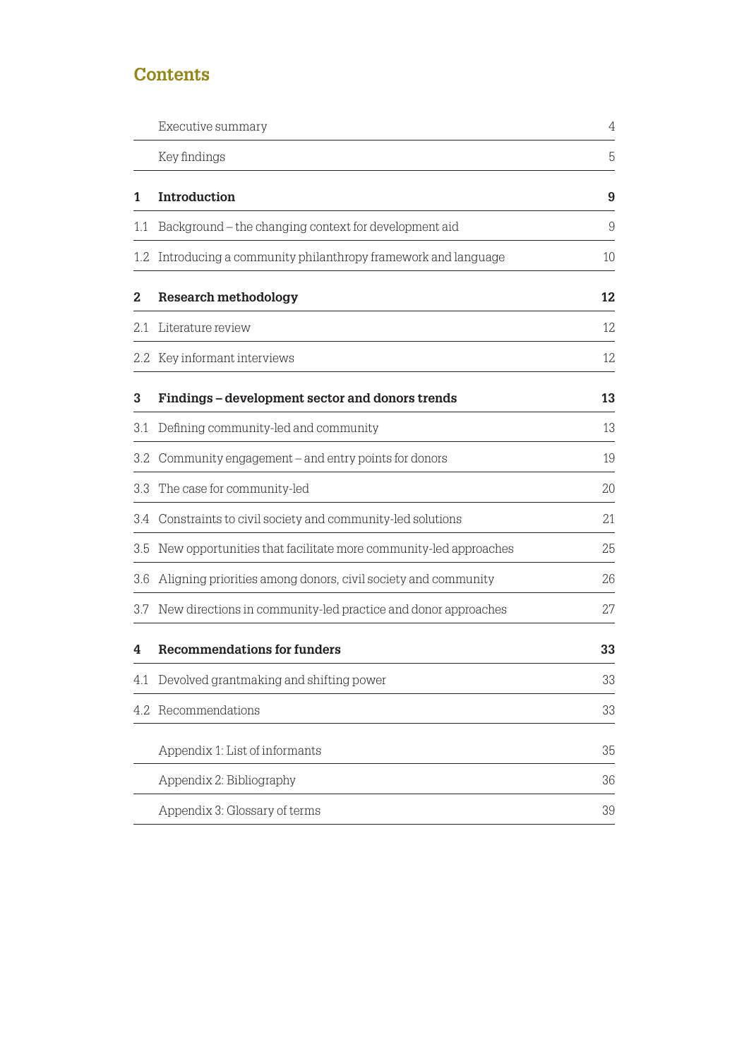# Contents

| | | |
|---|---|---|
| | Executive summary | 4 |
| | Key findings | 5 |
| **1** | **Introduction** | **9** |
| 1.1 | Background – the changing context for development aid | 9 |
| 1.2 | Introducing a community philanthropy framework and language | 10 |
| **2** | **Research methodology** | **12** |
| 2.1 | Literature review | 12 |
| 2.2 | Key informant interviews | 12 |
| **3** | **Findings – development sector and donors trends** | **13** |
| 3.1 | Defining community-led and community | 13 |
| 3.2 | Community engagement – and entry points for donors | 19 |
| 3.3 | The case for community-led | 20 |
| 3.4 | Constraints to civil society and community-led solutions | 21 |
| 3.5 | New opportunities that facilitate more community-led approaches | 25 |
| 3.6 | Aligning priorities among donors, civil society and community | 26 |
| 3.7 | New directions in community-led practice and donor approaches | 27 |
| **4** | **Recommendations for funders** | **33** |
| 4.1 | Devolved grantmaking and shifting power | 33 |
| 4.2 | Recommendations | 33 |
| | Appendix 1: List of informants | 35 |
| | Appendix 2: Bibliography | 36 |
| | Appendix 3: Glossary of terms | 39 |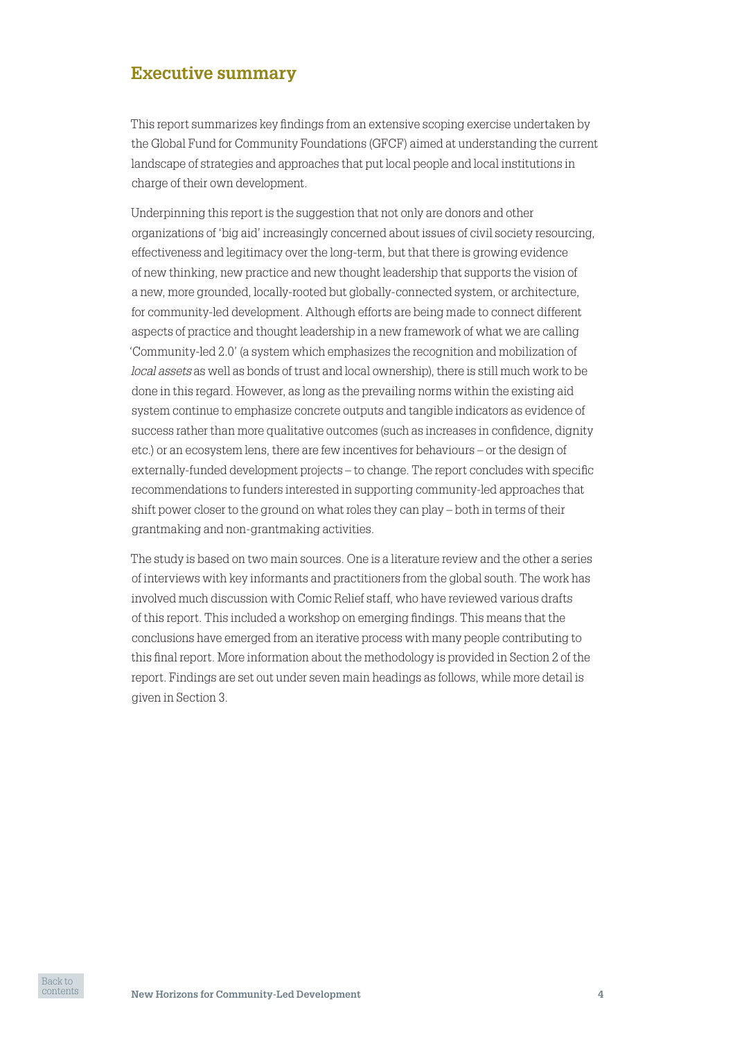## Executive summary

This report summarizes key findings from an extensive scoping exercise undertaken by the Global Fund for Community Foundations (GFCF) aimed at understanding the current landscape of strategies and approaches that put local people and local institutions in charge of their own development.

Underpinning this report is the suggestion that not only are donors and other organizations of 'big aid' increasingly concerned about issues of civil society resourcing, effectiveness and legitimacy over the long-term, but that there is growing evidence of new thinking, new practice and new thought leadership that supports the vision of a new, more grounded, locally-rooted but globally-connected system, or architecture, for community-led development. Although efforts are being made to connect different aspects of practice and thought leadership in a new framework of what we are calling 'Community-led 2.0' (a system which emphasizes the recognition and mobilization of *local assets* as well as bonds of trust and local ownership), there is still much work to be done in this regard. However, as long as the prevailing norms within the existing aid system continue to emphasize concrete outputs and tangible indicators as evidence of success rather than more qualitative outcomes (such as increases in confidence, dignity etc.) or an ecosystem lens, there are few incentives for behaviours – or the design of externally-funded development projects – to change. The report concludes with specific recommendations to funders interested in supporting community-led approaches that shift power closer to the ground on what roles they can play – both in terms of their grantmaking and non-grantmaking activities.

The study is based on two main sources. One is a literature review and the other a series of interviews with key informants and practitioners from the global south. The work has involved much discussion with Comic Relief staff, who have reviewed various drafts of this report. This included a workshop on emerging findings. This means that the conclusions have emerged from an iterative process with many people contributing to this final report. More information about the methodology is provided in Section 2 of the report. Findings are set out under seven main headings as follows, while more detail is given in Section 3.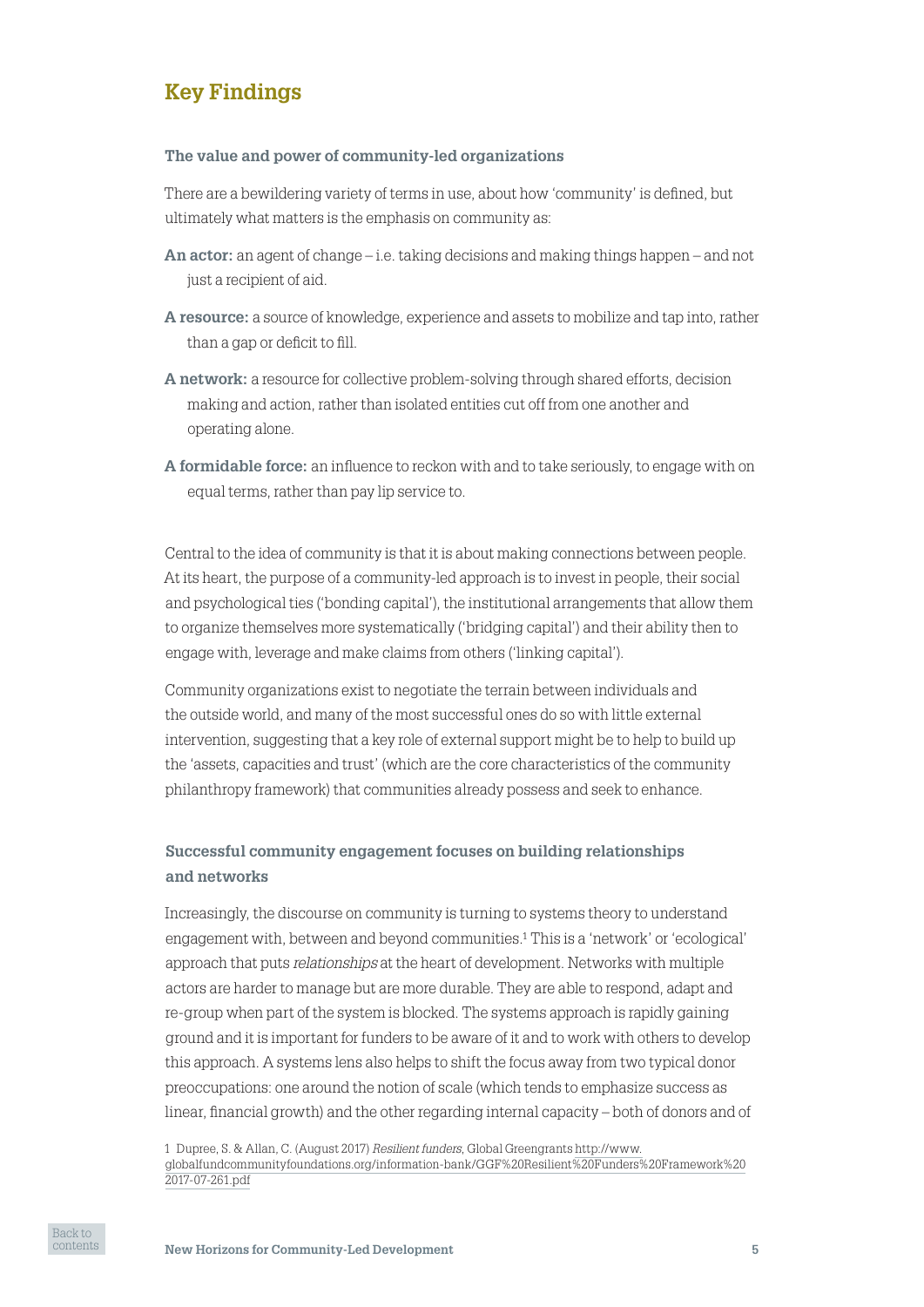## Key Findings

### The value and power of community-led organizations

There are a bewildering variety of terms in use, about how 'community' is defined, but ultimately what matters is the emphasis on community as:

**An actor:** an agent of change – i.e. taking decisions and making things happen – and not just a recipient of aid.

**A resource:** a source of knowledge, experience and assets to mobilize and tap into, rather than a gap or deficit to fill.

**A network:** a resource for collective problem-solving through shared efforts, decision making and action, rather than isolated entities cut off from one another and operating alone.

**A formidable force:** an influence to reckon with and to take seriously, to engage with on equal terms, rather than pay lip service to.

Central to the idea of community is that it is about making connections between people. At its heart, the purpose of a community-led approach is to invest in people, their social and psychological ties ('bonding capital'), the institutional arrangements that allow them to organize themselves more systematically ('bridging capital') and their ability then to engage with, leverage and make claims from others ('linking capital').

Community organizations exist to negotiate the terrain between individuals and the outside world, and many of the most successful ones do so with little external intervention, suggesting that a key role of external support might be to help to build up the 'assets, capacities and trust' (which are the core characteristics of the community philanthropy framework) that communities already possess and seek to enhance.

### Successful community engagement focuses on building relationships and networks

Increasingly, the discourse on community is turning to systems theory to understand engagement with, between and beyond communities.[1] This is a 'network' or 'ecological' approach that puts *relationships* at the heart of development. Networks with multiple actors are harder to manage but are more durable. They are able to respond, adapt and re-group when part of the system is blocked. The systems approach is rapidly gaining ground and it is important for funders to be aware of it and to work with others to develop this approach. A systems lens also helps to shift the focus away from two typical donor preoccupations: one around the notion of scale (which tends to emphasize success as linear, financial growth) and the other regarding internal capacity – both of donors and of

1 Dupree, S. & Allan, C. (August 2017) *Resilient funders*, Global Greengrants http://www.globalfundcommunityfoundations.org/information-bank/GGF%20Resilient%20Funders%20Framework%202017-07-261.pdf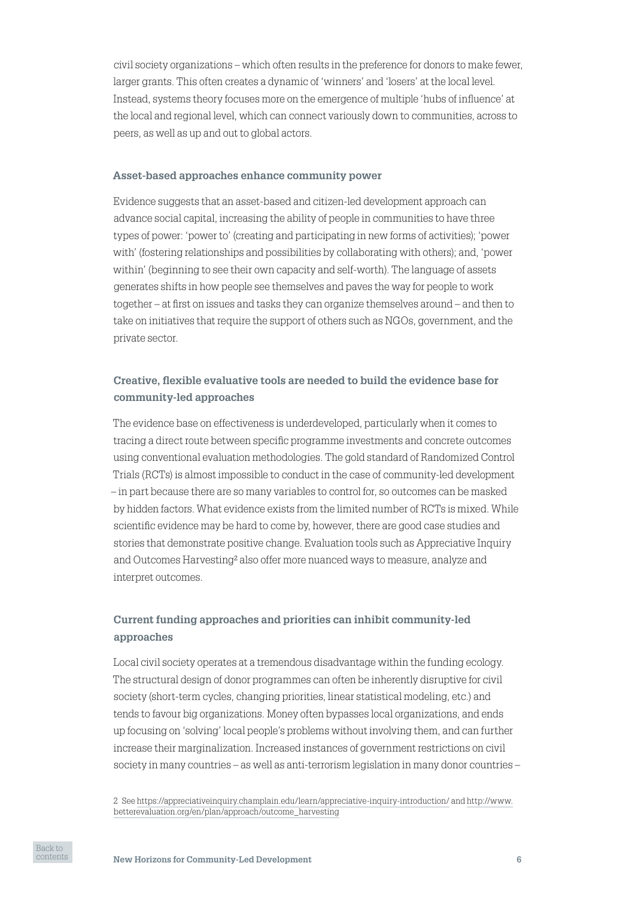civil society organizations – which often results in the preference for donors to make fewer, larger grants. This often creates a dynamic of 'winners' and 'losers' at the local level. Instead, systems theory focuses more on the emergence of multiple 'hubs of influence' at the local and regional level, which can connect variously down to communities, across to peers, as well as up and out to global actors.

### Asset-based approaches enhance community power

Evidence suggests that an asset-based and citizen-led development approach can advance social capital, increasing the ability of people in communities to have three types of power: 'power to' (creating and participating in new forms of activities); 'power with' (fostering relationships and possibilities by collaborating with others); and, 'power within' (beginning to see their own capacity and self-worth). The language of assets generates shifts in how people see themselves and paves the way for people to work together – at first on issues and tasks they can organize themselves around – and then to take on initiatives that require the support of others such as NGOs, government, and the private sector.

### Creative, flexible evaluative tools are needed to build the evidence base for community-led approaches

The evidence base on effectiveness is underdeveloped, particularly when it comes to tracing a direct route between specific programme investments and concrete outcomes using conventional evaluation methodologies. The gold standard of Randomized Control Trials (RCTs) is almost impossible to conduct in the case of community-led development – in part because there are so many variables to control for, so outcomes can be masked by hidden factors. What evidence exists from the limited number of RCTs is mixed. While scientific evidence may be hard to come by, however, there are good case studies and stories that demonstrate positive change. Evaluation tools such as Appreciative Inquiry and Outcomes Harvesting[2] also offer more nuanced ways to measure, analyze and interpret outcomes.

### Current funding approaches and priorities can inhibit community-led approaches

Local civil society operates at a tremendous disadvantage within the funding ecology. The structural design of donor programmes can often be inherently disruptive for civil society (short-term cycles, changing priorities, linear statistical modeling, etc.) and tends to favour big organizations. Money often bypasses local organizations, and ends up focusing on 'solving' local people's problems without involving them, and can further increase their marginalization. Increased instances of government restrictions on civil society in many countries – as well as anti-terrorism legislation in many donor countries –

2 See https://appreciativeinquiry.champlain.edu/learn/appreciative-inquiry-introduction/ and http://www.betterevaluation.org/en/plan/approach/outcome_harvesting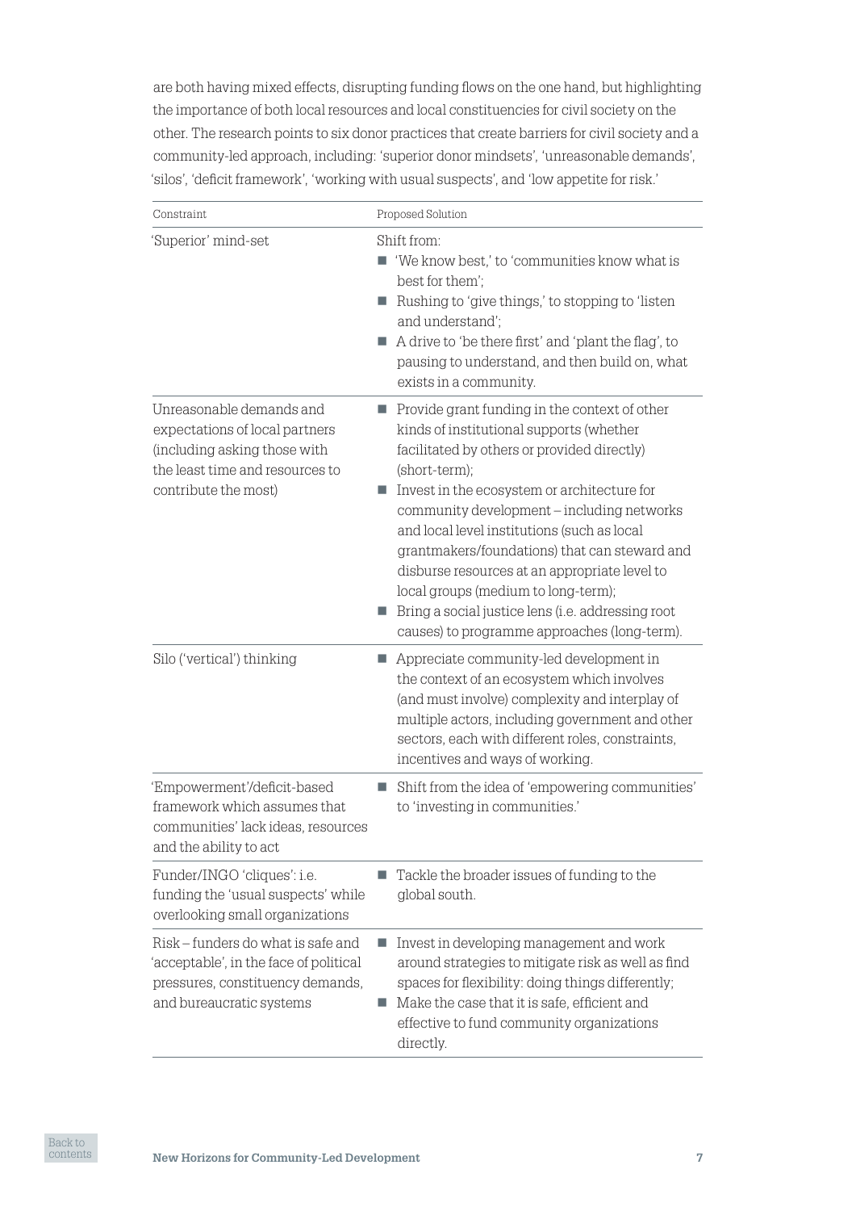are both having mixed effects, disrupting funding flows on the one hand, but highlighting the importance of both local resources and local constituencies for civil society on the other. The research points to six donor practices that create barriers for civil society and a community-led approach, including: 'superior donor mindsets', 'unreasonable demands', 'silos', 'deficit framework', 'working with usual suspects', and 'low appetite for risk.'

| Constraint | Proposed Solution |
|---|---|
| 'Superior' mind-set | Shift from:<br>■ 'We know best,' to 'communities know what is best for them';<br>■ Rushing to 'give things,' to stopping to 'listen and understand';<br>■ A drive to 'be there first' and 'plant the flag', to pausing to understand, and then build on, what exists in a community. |
| Unreasonable demands and expectations of local partners (including asking those with the least time and resources to contribute the most) | ■ Provide grant funding in the context of other kinds of institutional supports (whether facilitated by others or provided directly) (short-term);<br>■ Invest in the ecosystem or architecture for community development – including networks and local level institutions (such as local grantmakers/foundations) that can steward and disburse resources at an appropriate level to local groups (medium to long-term);<br>■ Bring a social justice lens (i.e. addressing root causes) to programme approaches (long-term). |
| Silo ('vertical') thinking | ■ Appreciate community-led development in the context of an ecosystem which involves (and must involve) complexity and interplay of multiple actors, including government and other sectors, each with different roles, constraints, incentives and ways of working. |
| 'Empowerment'/deficit-based framework which assumes that communities' lack ideas, resources and the ability to act | ■ Shift from the idea of 'empowering communities' to 'investing in communities.' |
| Funder/INGO 'cliques': i.e. funding the 'usual suspects' while overlooking small organizations | ■ Tackle the broader issues of funding to the global south. |
| Risk – funders do what is safe and 'acceptable', in the face of political pressures, constituency demands, and bureaucratic systems | ■ Invest in developing management and work around strategies to mitigate risk as well as find spaces for flexibility: doing things differently;<br>■ Make the case that it is safe, efficient and effective to fund community organizations directly. |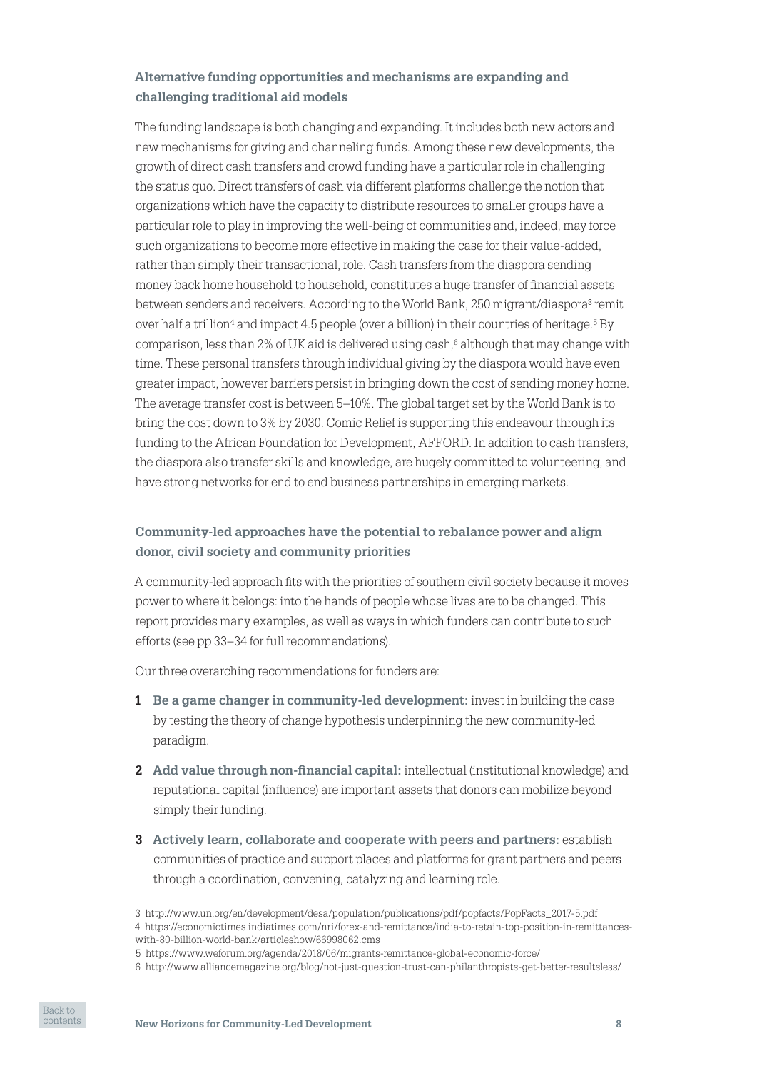### Alternative funding opportunities and mechanisms are expanding and challenging traditional aid models

The funding landscape is both changing and expanding. It includes both new actors and new mechanisms for giving and channeling funds. Among these new developments, the growth of direct cash transfers and crowd funding have a particular role in challenging the status quo. Direct transfers of cash via different platforms challenge the notion that organizations which have the capacity to distribute resources to smaller groups have a particular role to play in improving the well-being of communities and, indeed, may force such organizations to become more effective in making the case for their value-added, rather than simply their transactional, role. Cash transfers from the diaspora sending money back home household to household, constitutes a huge transfer of financial assets between senders and receivers. According to the World Bank, 250 migrant/diaspora[3] remit over half a trillion[4] and impact 4.5 people (over a billion) in their countries of heritage.[5] By comparison, less than 2% of UK aid is delivered using cash,[6] although that may change with time. These personal transfers through individual giving by the diaspora would have even greater impact, however barriers persist in bringing down the cost of sending money home. The average transfer cost is between 5–10%. The global target set by the World Bank is to bring the cost down to 3% by 2030. Comic Relief is supporting this endeavour through its funding to the African Foundation for Development, AFFORD. In addition to cash transfers, the diaspora also transfer skills and knowledge, are hugely committed to volunteering, and have strong networks for end to end business partnerships in emerging markets.

### Community-led approaches have the potential to rebalance power and align donor, civil society and community priorities

A community-led approach fits with the priorities of southern civil society because it moves power to where it belongs: into the hands of people whose lives are to be changed. This report provides many examples, as well as ways in which funders can contribute to such efforts (see pp 33–34 for full recommendations).

Our three overarching recommendations for funders are:

1. **Be a game changer in community-led development:** invest in building the case by testing the theory of change hypothesis underpinning the new community-led paradigm.
2. **Add value through non-financial capital:** intellectual (institutional knowledge) and reputational capital (influence) are important assets that donors can mobilize beyond simply their funding.
3. **Actively learn, collaborate and cooperate with peers and partners:** establish communities of practice and support places and platforms for grant partners and peers through a coordination, convening, catalyzing and learning role.

3 http://www.un.org/en/development/desa/population/publications/pdf/popfacts/PopFacts_2017-5.pdf
4 https://economictimes.indiatimes.com/nri/forex-and-remittance/india-to-retain-top-position-in-remittances-with-80-billion-world-bank/articleshow/66998062.cms
5 https://www.weforum.org/agenda/2018/06/migrants-remittance-global-economic-force/
6 http://www.alliancemagazine.org/blog/not-just-question-trust-can-philanthropists-get-better-resultsless/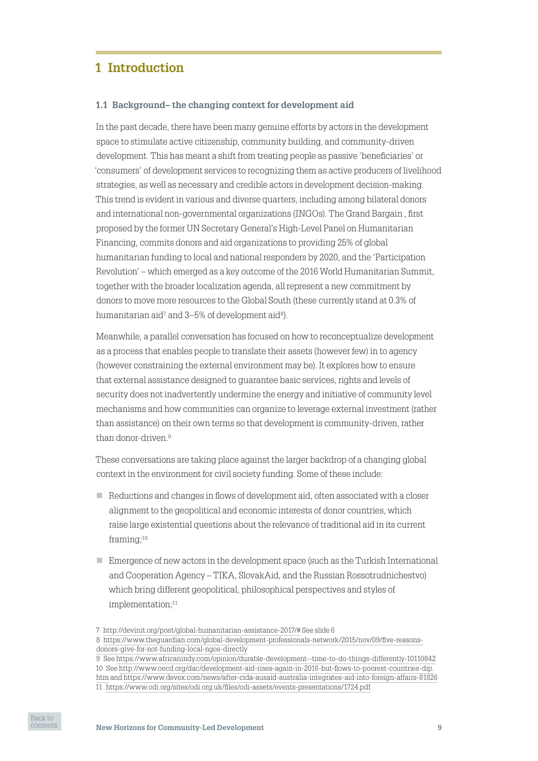# 1 Introduction

### 1.1 Background– the changing context for development aid

In the past decade, there have been many genuine efforts by actors in the development space to stimulate active citizenship, community building, and community-driven development. This has meant a shift from treating people as passive 'beneficiaries' or 'consumers' of development services to recognizing them as active producers of livelihood strategies, as well as necessary and credible actors in development decision-making. This trend is evident in various and diverse quarters, including among bilateral donors and international non-governmental organizations (INGOs). The Grand Bargain , first proposed by the former UN Secretary General's High-Level Panel on Humanitarian Financing, commits donors and aid organizations to providing 25% of global humanitarian funding to local and national responders by 2020, and the 'Participation Revolution' – which emerged as a key outcome of the 2016 World Humanitarian Summit, together with the broader localization agenda, all represent a new commitment by donors to move more resources to the Global South (these currently stand at 0.3% of humanitarian aid[7] and 3–5% of development aid[8]).

Meanwhile, a parallel conversation has focused on how to reconceptualize development as a process that enables people to translate their assets (however few) in to agency (however constraining the external environment may be). It explores how to ensure that external assistance designed to guarantee basic services, rights and levels of security does not inadvertently undermine the energy and initiative of community level mechanisms and how communities can organize to leverage external investment (rather than assistance) on their own terms so that development is community-driven, rather than donor-driven.[9]

These conversations are taking place against the larger backdrop of a changing global context in the environment for civil society funding. Some of these include:

- Reductions and changes in flows of development aid, often associated with a closer alignment to the geopolitical and economic interests of donor countries, which raise large existential questions about the relevance of traditional aid in its current framing;[10]
- Emergence of new actors in the development space (such as the Turkish International and Cooperation Agency – TIKA, SlovakAid, and the Russian Rossotrudnichestvo) which bring different geopolitical, philosophical perspectives and styles of implementation;[11]

7 http://devinit.org/post/global-humanitarian-assistance-2017/# See slide 6

8 https://www.theguardian.com/global-development-professionals-network/2015/nov/09/five-reasons-donors-give-for-not-funding-local-ngos-directly

9 See https://www.africanindy.com/opinion/durable-development--time-to-do-things-differently-10110842

10 See http://www.oecd.org/dac/development-aid-rises-again-in-2016-but-flows-to-poorest-countries-dip.htm and https://www.devex.com/news/after-cida-ausaid-australia-integrates-aid-into-foreign-affairs-81826

11 https://www.odi.org/sites/odi.org.uk/files/odi-assets/events-presentations/1724.pdf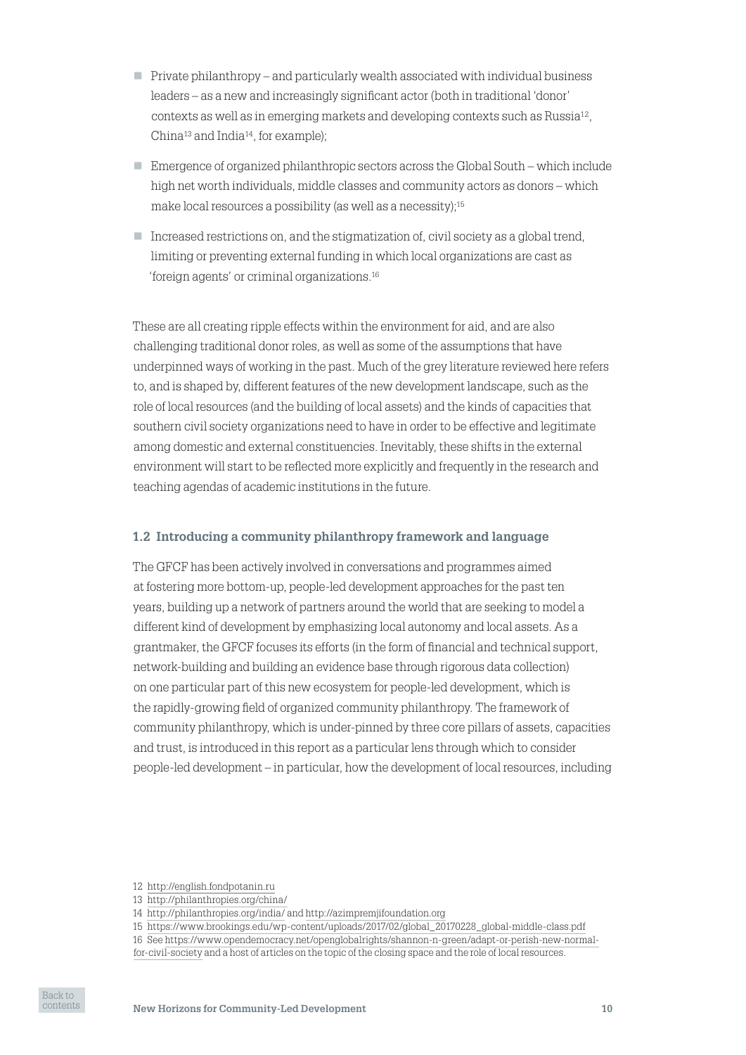- Private philanthropy – and particularly wealth associated with individual business leaders – as a new and increasingly significant actor (both in traditional 'donor' contexts as well as in emerging markets and developing contexts such as Russia[12], China[13] and India[14], for example);
- Emergence of organized philanthropic sectors across the Global South – which include high net worth individuals, middle classes and community actors as donors – which make local resources a possibility (as well as a necessity);[15]
- Increased restrictions on, and the stigmatization of, civil society as a global trend, limiting or preventing external funding in which local organizations are cast as 'foreign agents' or criminal organizations.[16]

These are all creating ripple effects within the environment for aid, and are also challenging traditional donor roles, as well as some of the assumptions that have underpinned ways of working in the past. Much of the grey literature reviewed here refers to, and is shaped by, different features of the new development landscape, such as the role of local resources (and the building of local assets) and the kinds of capacities that southern civil society organizations need to have in order to be effective and legitimate among domestic and external constituencies. Inevitably, these shifts in the external environment will start to be reflected more explicitly and frequently in the research and teaching agendas of academic institutions in the future.

### 1.2 Introducing a community philanthropy framework and language

The GFCF has been actively involved in conversations and programmes aimed at fostering more bottom-up, people-led development approaches for the past ten years, building up a network of partners around the world that are seeking to model a different kind of development by emphasizing local autonomy and local assets. As a grantmaker, the GFCF focuses its efforts (in the form of financial and technical support, network-building and building an evidence base through rigorous data collection) on one particular part of this new ecosystem for people-led development, which is the rapidly-growing field of organized community philanthropy. The framework of community philanthropy, which is under-pinned by three core pillars of assets, capacities and trust, is introduced in this report as a particular lens through which to consider people-led development – in particular, how the development of local resources, including

12 http://english.fondpotanin.ru
13 http://philanthropies.org/china/
14 http://philanthropies.org/india/ and http://azimpremjifoundation.org
15 https://www.brookings.edu/wp-content/uploads/2017/02/global_20170228_global-middle-class.pdf
16 See https://www.opendemocracy.net/openglobalrights/shannon-n-green/adapt-or-perish-new-normal-for-civil-society and a host of articles on the topic of the closing space and the role of local resources.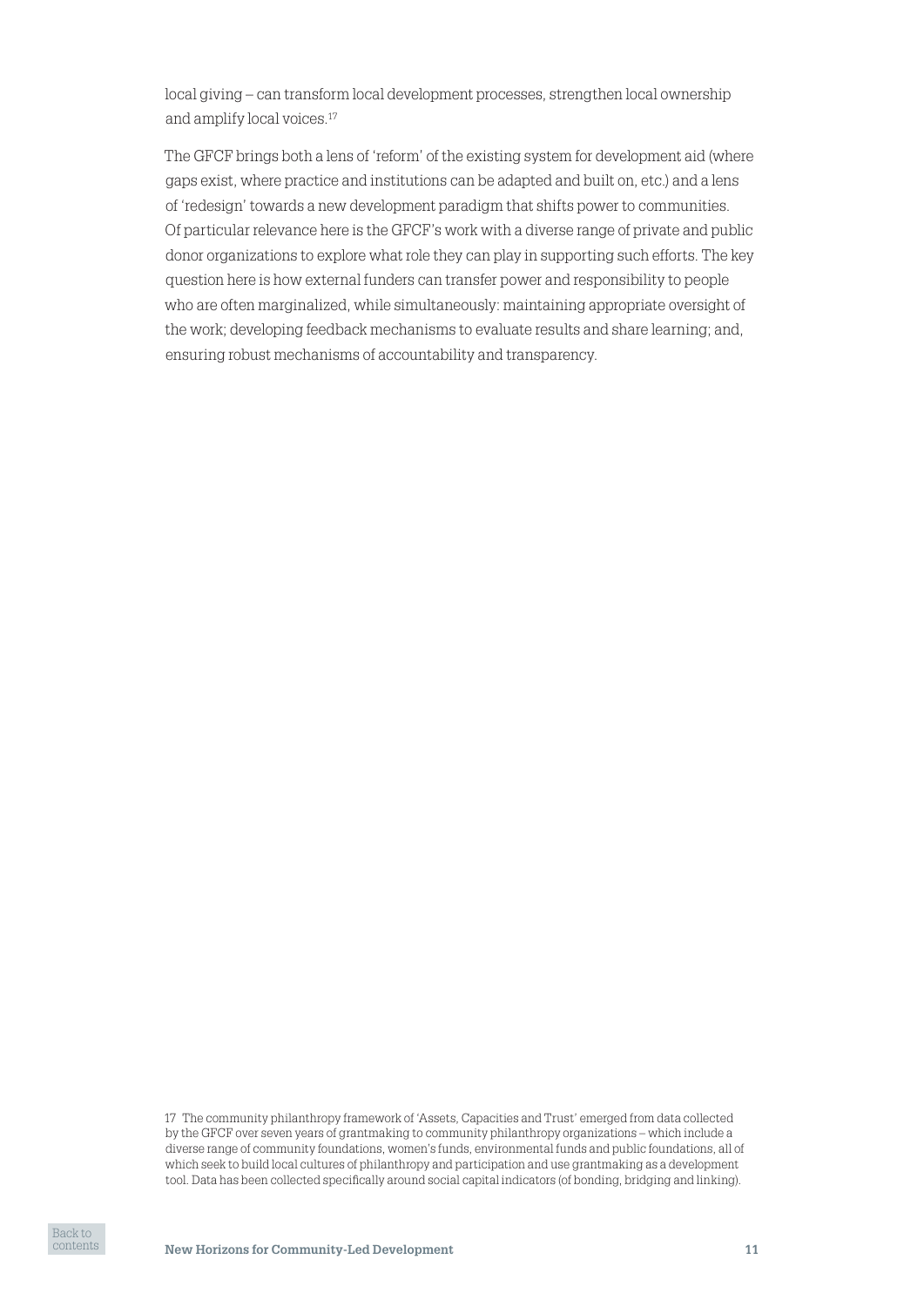local giving – can transform local development processes, strengthen local ownership and amplify local voices.[17]

The GFCF brings both a lens of 'reform' of the existing system for development aid (where gaps exist, where practice and institutions can be adapted and built on, etc.) and a lens of 'redesign' towards a new development paradigm that shifts power to communities. Of particular relevance here is the GFCF's work with a diverse range of private and public donor organizations to explore what role they can play in supporting such efforts. The key question here is how external funders can transfer power and responsibility to people who are often marginalized, while simultaneously: maintaining appropriate oversight of the work; developing feedback mechanisms to evaluate results and share learning; and, ensuring robust mechanisms of accountability and transparency.

17 The community philanthropy framework of 'Assets, Capacities and Trust' emerged from data collected by the GFCF over seven years of grantmaking to community philanthropy organizations – which include a diverse range of community foundations, women's funds, environmental funds and public foundations, all of which seek to build local cultures of philanthropy and participation and use grantmaking as a development tool. Data has been collected specifically around social capital indicators (of bonding, bridging and linking).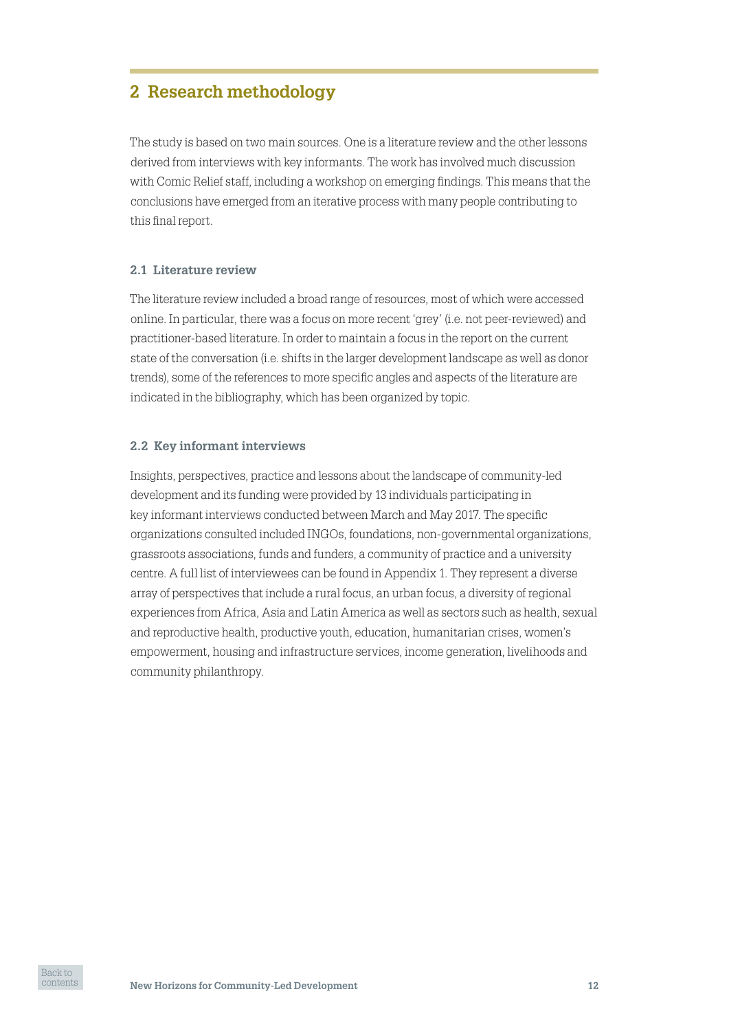## 2 Research methodology

The study is based on two main sources. One is a literature review and the other lessons derived from interviews with key informants. The work has involved much discussion with Comic Relief staff, including a workshop on emerging findings. This means that the conclusions have emerged from an iterative process with many people contributing to this final report.

### 2.1 Literature review

The literature review included a broad range of resources, most of which were accessed online. In particular, there was a focus on more recent 'grey' (i.e. not peer-reviewed) and practitioner-based literature. In order to maintain a focus in the report on the current state of the conversation (i.e. shifts in the larger development landscape as well as donor trends), some of the references to more specific angles and aspects of the literature are indicated in the bibliography, which has been organized by topic.

### 2.2 Key informant interviews

Insights, perspectives, practice and lessons about the landscape of community-led development and its funding were provided by 13 individuals participating in key informant interviews conducted between March and May 2017. The specific organizations consulted included INGOs, foundations, non-governmental organizations, grassroots associations, funds and funders, a community of practice and a university centre. A full list of interviewees can be found in Appendix 1. They represent a diverse array of perspectives that include a rural focus, an urban focus, a diversity of regional experiences from Africa, Asia and Latin America as well as sectors such as health, sexual and reproductive health, productive youth, education, humanitarian crises, women's empowerment, housing and infrastructure services, income generation, livelihoods and community philanthropy.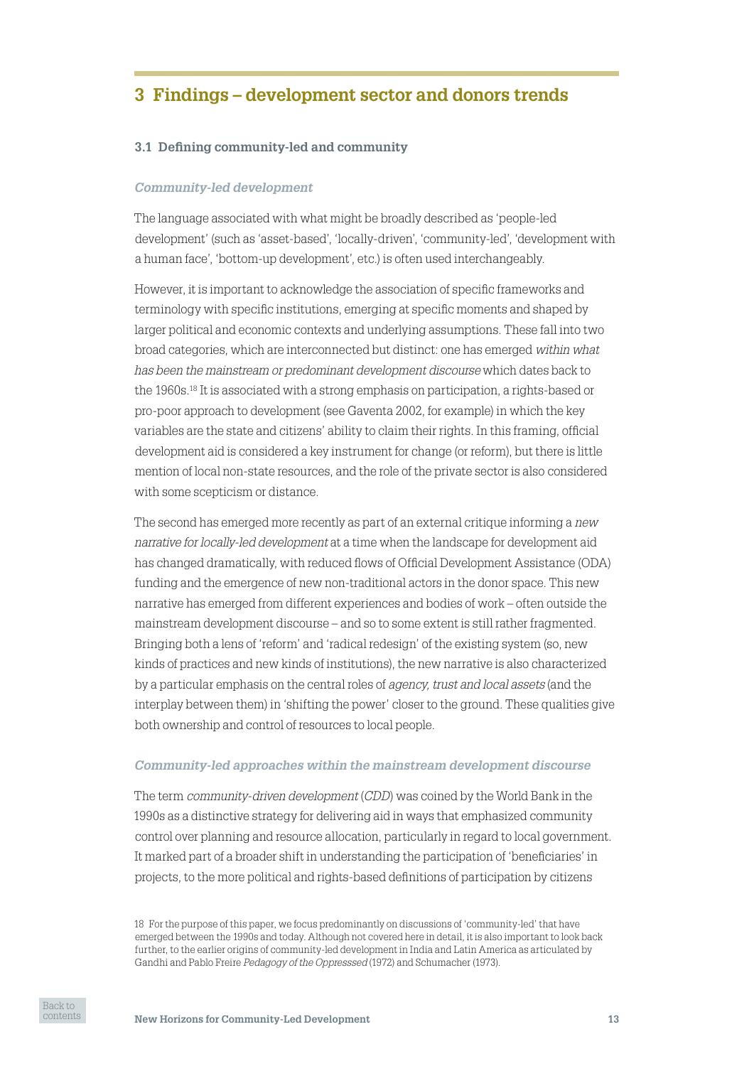# 3 Findings – development sector and donors trends

## 3.1 Defining community-led and community

### *Community-led development*

The language associated with what might be broadly described as 'people-led development' (such as 'asset-based', 'locally-driven', 'community-led', 'development with a human face', 'bottom-up development', etc.) is often used interchangeably.

However, it is important to acknowledge the association of specific frameworks and terminology with specific institutions, emerging at specific moments and shaped by larger political and economic contexts and underlying assumptions. These fall into two broad categories, which are interconnected but distinct: one has emerged *within what has been the mainstream or predominant development discourse* which dates back to the 1960s.[18] It is associated with a strong emphasis on participation, a rights-based or pro-poor approach to development (see Gaventa 2002, for example) in which the key variables are the state and citizens' ability to claim their rights. In this framing, official development aid is considered a key instrument for change (or reform), but there is little mention of local non-state resources, and the role of the private sector is also considered with some scepticism or distance.

The second has emerged more recently as part of an external critique informing a *new narrative for locally-led development* at a time when the landscape for development aid has changed dramatically, with reduced flows of Official Development Assistance (ODA) funding and the emergence of new non-traditional actors in the donor space. This new narrative has emerged from different experiences and bodies of work – often outside the mainstream development discourse – and so to some extent is still rather fragmented. Bringing both a lens of 'reform' and 'radical redesign' of the existing system (so, new kinds of practices and new kinds of institutions), the new narrative is also characterized by a particular emphasis on the central roles of *agency, trust and local assets* (and the interplay between them) in 'shifting the power' closer to the ground. These qualities give both ownership and control of resources to local people.

### *Community-led approaches within the mainstream development discourse*

The term *community-driven development* (*CDD*) was coined by the World Bank in the 1990s as a distinctive strategy for delivering aid in ways that emphasized community control over planning and resource allocation, particularly in regard to local government. It marked part of a broader shift in understanding the participation of 'beneficiaries' in projects, to the more political and rights-based definitions of participation by citizens

18 For the purpose of this paper, we focus predominantly on discussions of 'community-led' that have emerged between the 1990s and today. Although not covered here in detail, it is also important to look back further, to the earlier origins of community-led development in India and Latin America as articulated by Gandhi and Pablo Freire *Pedagogy of the Oppresssed* (1972) and Schumacher (1973).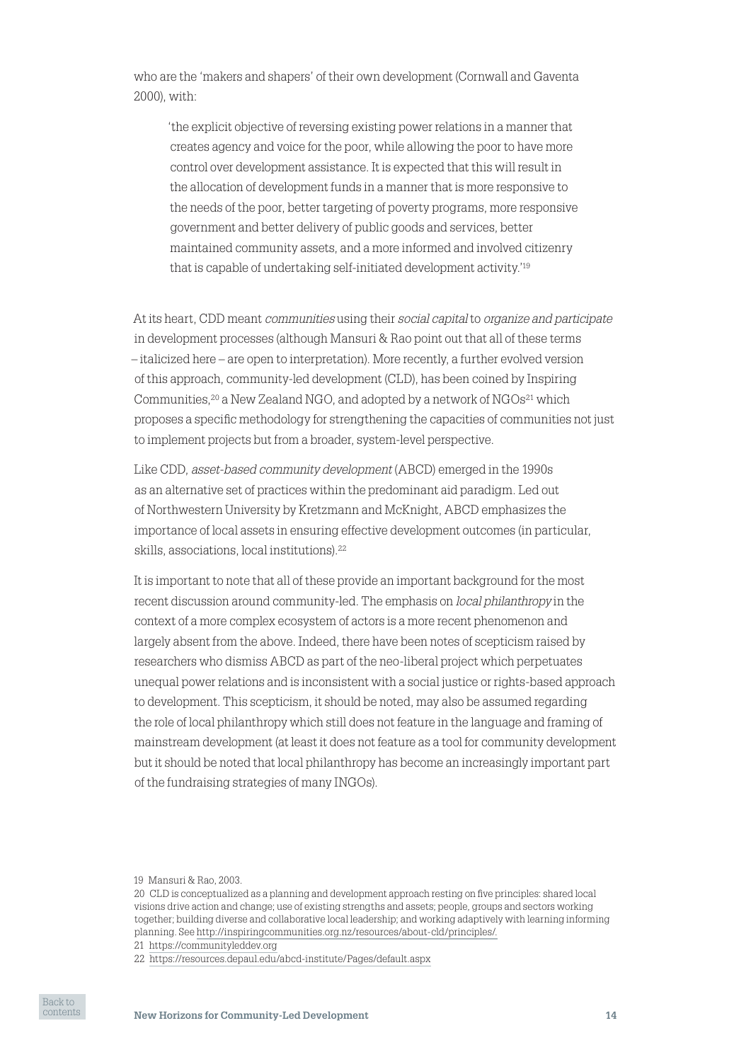who are the 'makers and shapers' of their own development (Cornwall and Gaventa 2000), with:

> 'the explicit objective of reversing existing power relations in a manner that creates agency and voice for the poor, while allowing the poor to have more control over development assistance. It is expected that this will result in the allocation of development funds in a manner that is more responsive to the needs of the poor, better targeting of poverty programs, more responsive government and better delivery of public goods and services, better maintained community assets, and a more informed and involved citizenry that is capable of undertaking self-initiated development activity.'[19]

At its heart, CDD meant *communities* using their *social capital* to *organize and participate* in development processes (although Mansuri & Rao point out that all of these terms – italicized here – are open to interpretation). More recently, a further evolved version of this approach, community-led development (CLD), has been coined by Inspiring Communities,[20] a New Zealand NGO, and adopted by a network of NGOs[21] which proposes a specific methodology for strengthening the capacities of communities not just to implement projects but from a broader, system-level perspective.

Like CDD, *asset-based community development* (ABCD) emerged in the 1990s as an alternative set of practices within the predominant aid paradigm. Led out of Northwestern University by Kretzmann and McKnight, ABCD emphasizes the importance of local assets in ensuring effective development outcomes (in particular, skills, associations, local institutions).[22]

It is important to note that all of these provide an important background for the most recent discussion around community-led. The emphasis on *local philanthropy* in the context of a more complex ecosystem of actors is a more recent phenomenon and largely absent from the above. Indeed, there have been notes of scepticism raised by researchers who dismiss ABCD as part of the neo-liberal project which perpetuates unequal power relations and is inconsistent with a social justice or rights-based approach to development. This scepticism, it should be noted, may also be assumed regarding the role of local philanthropy which still does not feature in the language and framing of mainstream development (at least it does not feature as a tool for community development but it should be noted that local philanthropy has become an increasingly important part of the fundraising strategies of many INGOs).

---

19 Mansuri & Rao, 2003.

20 CLD is conceptualized as a planning and development approach resting on five principles: shared local visions drive action and change; use of existing strengths and assets; people, groups and sectors working together; building diverse and collaborative local leadership; and working adaptively with learning informing planning. See http://inspiringcommunities.org.nz/resources/about-cld/principles/.

21 https://communityleddev.org

22 https://resources.depaul.edu/abcd-institute/Pages/default.aspx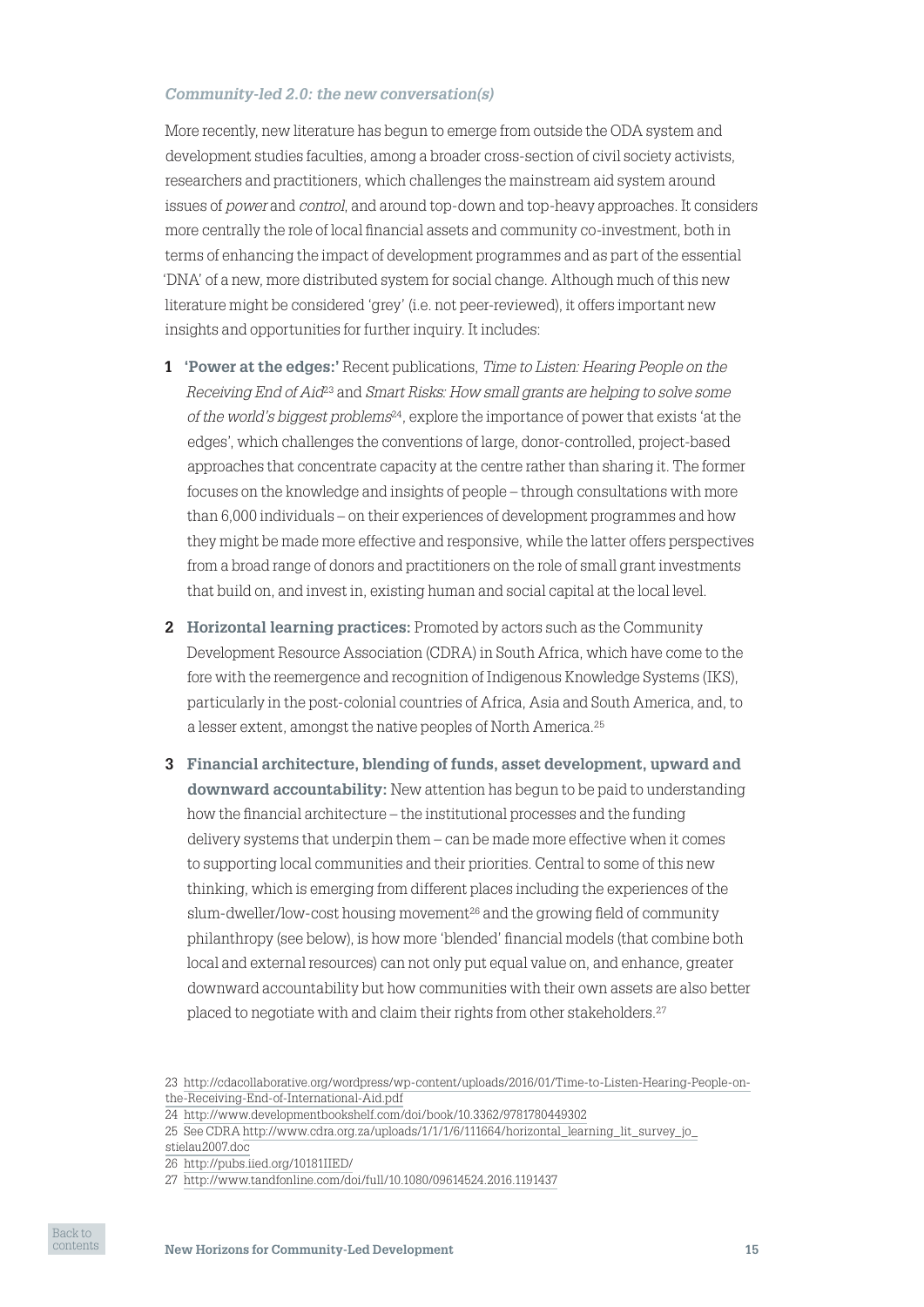### *Community-led 2.0: the new conversation(s)*

More recently, new literature has begun to emerge from outside the ODA system and development studies faculties, among a broader cross-section of civil society activists, researchers and practitioners, which challenges the mainstream aid system around issues of *power* and *control*, and around top-down and top-heavy approaches. It considers more centrally the role of local financial assets and community co-investment, both in terms of enhancing the impact of development programmes and as part of the essential 'DNA' of a new, more distributed system for social change. Although much of this new literature might be considered 'grey' (i.e. not peer-reviewed), it offers important new insights and opportunities for further inquiry. It includes:

1. **'Power at the edges:'** Recent publications, *Time to Listen: Hearing People on the Receiving End of Aid*[23] and *Smart Risks: How small grants are helping to solve some of the world's biggest problems*[24], explore the importance of power that exists 'at the edges', which challenges the conventions of large, donor-controlled, project-based approaches that concentrate capacity at the centre rather than sharing it. The former focuses on the knowledge and insights of people – through consultations with more than 6,000 individuals – on their experiences of development programmes and how they might be made more effective and responsive, while the latter offers perspectives from a broad range of donors and practitioners on the role of small grant investments that build on, and invest in, existing human and social capital at the local level.

2. **Horizontal learning practices:** Promoted by actors such as the Community Development Resource Association (CDRA) in South Africa, which have come to the fore with the reemergence and recognition of Indigenous Knowledge Systems (IKS), particularly in the post-colonial countries of Africa, Asia and South America, and, to a lesser extent, amongst the native peoples of North America.[25]

3. **Financial architecture, blending of funds, asset development, upward and downward accountability:** New attention has begun to be paid to understanding how the financial architecture – the institutional processes and the funding delivery systems that underpin them – can be made more effective when it comes to supporting local communities and their priorities. Central to some of this new thinking, which is emerging from different places including the experiences of the slum-dweller/low-cost housing movement[26] and the growing field of community philanthropy (see below), is how more 'blended' financial models (that combine both local and external resources) can not only put equal value on, and enhance, greater downward accountability but how communities with their own assets are also better placed to negotiate with and claim their rights from other stakeholders.[27]

---

23 http://cdacollaborative.org/wordpress/wp-content/uploads/2016/01/Time-to-Listen-Hearing-People-on-the-Receiving-End-of-International-Aid.pdf

24 http://www.developmentbookshelf.com/doi/book/10.3362/9781780449302

25 See CDRA http://www.cdra.org.za/uploads/1/1/1/6/111664/horizontal_learning_lit_survey_jo_stielau2007.doc

26 http://pubs.iied.org/10181IIED/

27 http://www.tandfonline.com/doi/full/10.1080/09614524.2016.1191437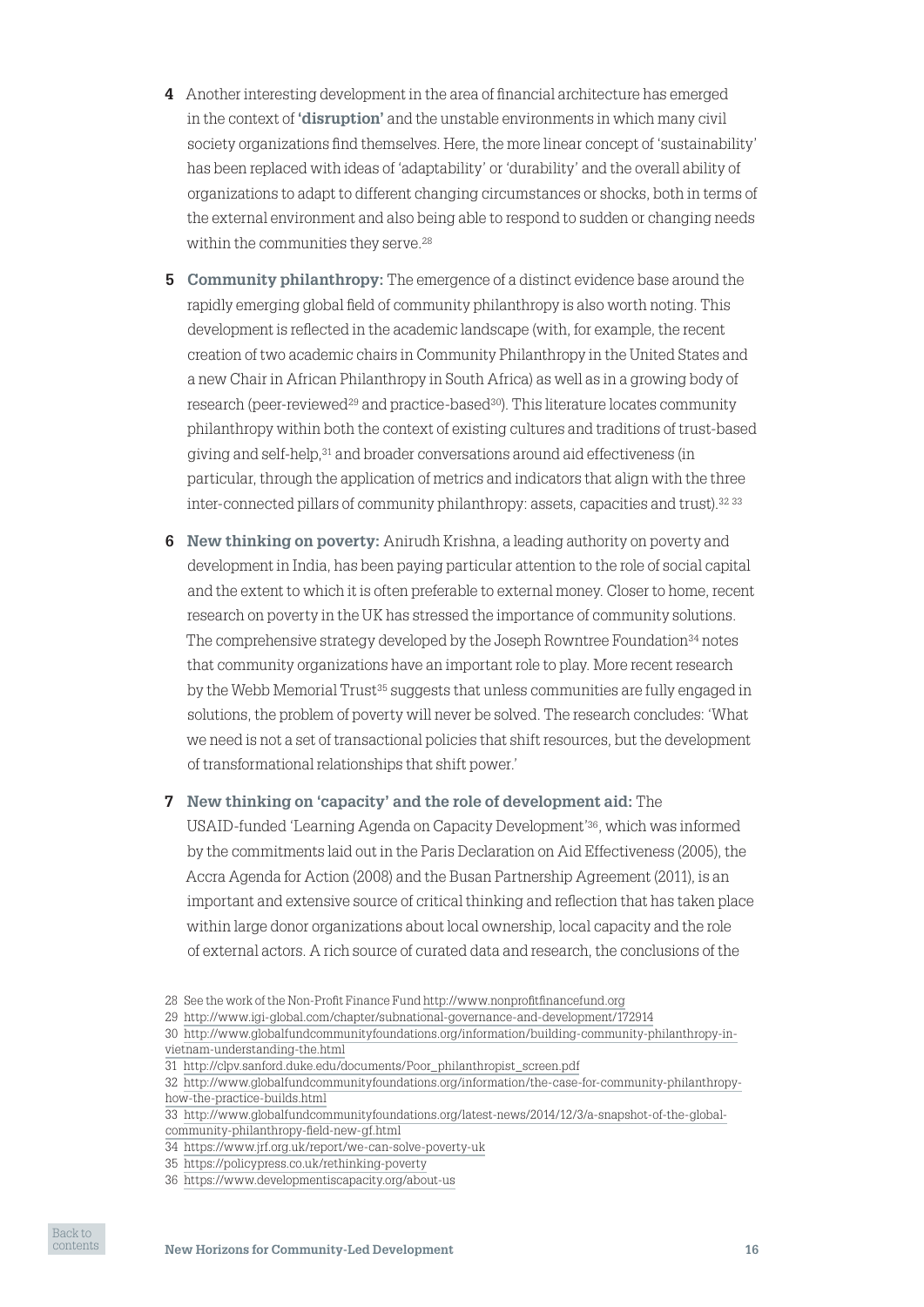4. Another interesting development in the area of financial architecture has emerged in the context of **'disruption'** and the unstable environments in which many civil society organizations find themselves. Here, the more linear concept of 'sustainability' has been replaced with ideas of 'adaptability' or 'durability' and the overall ability of organizations to adapt to different changing circumstances or shocks, both in terms of the external environment and also being able to respond to sudden or changing needs within the communities they serve.[28]

5. **Community philanthropy:** The emergence of a distinct evidence base around the rapidly emerging global field of community philanthropy is also worth noting. This development is reflected in the academic landscape (with, for example, the recent creation of two academic chairs in Community Philanthropy in the United States and a new Chair in African Philanthropy in South Africa) as well as in a growing body of research (peer-reviewed[29] and practice-based[30]). This literature locates community philanthropy within both the context of existing cultures and traditions of trust-based giving and self-help,[31] and broader conversations around aid effectiveness (in particular, through the application of metrics and indicators that align with the three inter-connected pillars of community philanthropy: assets, capacities and trust).[32] [33]

6. **New thinking on poverty:** Anirudh Krishna, a leading authority on poverty and development in India, has been paying particular attention to the role of social capital and the extent to which it is often preferable to external money. Closer to home, recent research on poverty in the UK has stressed the importance of community solutions. The comprehensive strategy developed by the Joseph Rowntree Foundation[34] notes that community organizations have an important role to play. More recent research by the Webb Memorial Trust[35] suggests that unless communities are fully engaged in solutions, the problem of poverty will never be solved. The research concludes: 'What we need is not a set of transactional policies that shift resources, but the development of transformational relationships that shift power.'

7. **New thinking on 'capacity' and the role of development aid:** The USAID-funded 'Learning Agenda on Capacity Development'[36], which was informed by the commitments laid out in the Paris Declaration on Aid Effectiveness (2005), the Accra Agenda for Action (2008) and the Busan Partnership Agreement (2011), is an important and extensive source of critical thinking and reflection that has taken place within large donor organizations about local ownership, local capacity and the role of external actors. A rich source of curated data and research, the conclusions of the

---

28 See the work of the Non-Profit Finance Fund http://www.nonprofitfinancefund.org

29 http://www.igi-global.com/chapter/subnational-governance-and-development/172914

30 http://www.globalfundcommunityfoundations.org/information/building-community-philanthropy-in-vietnam-understanding-the.html

31 http://clpv.sanford.duke.edu/documents/Poor_philanthropist_screen.pdf

32 http://www.globalfundcommunityfoundations.org/information/the-case-for-community-philanthropy-how-the-practice-builds.html

33 http://www.globalfundcommunityfoundations.org/latest-news/2014/12/3/a-snapshot-of-the-global-community-philanthropy-field-new-gf.html

34 https://www.jrf.org.uk/report/we-can-solve-poverty-uk

35 https://policypress.co.uk/rethinking-poverty

36 https://www.developmentiscapacity.org/about-us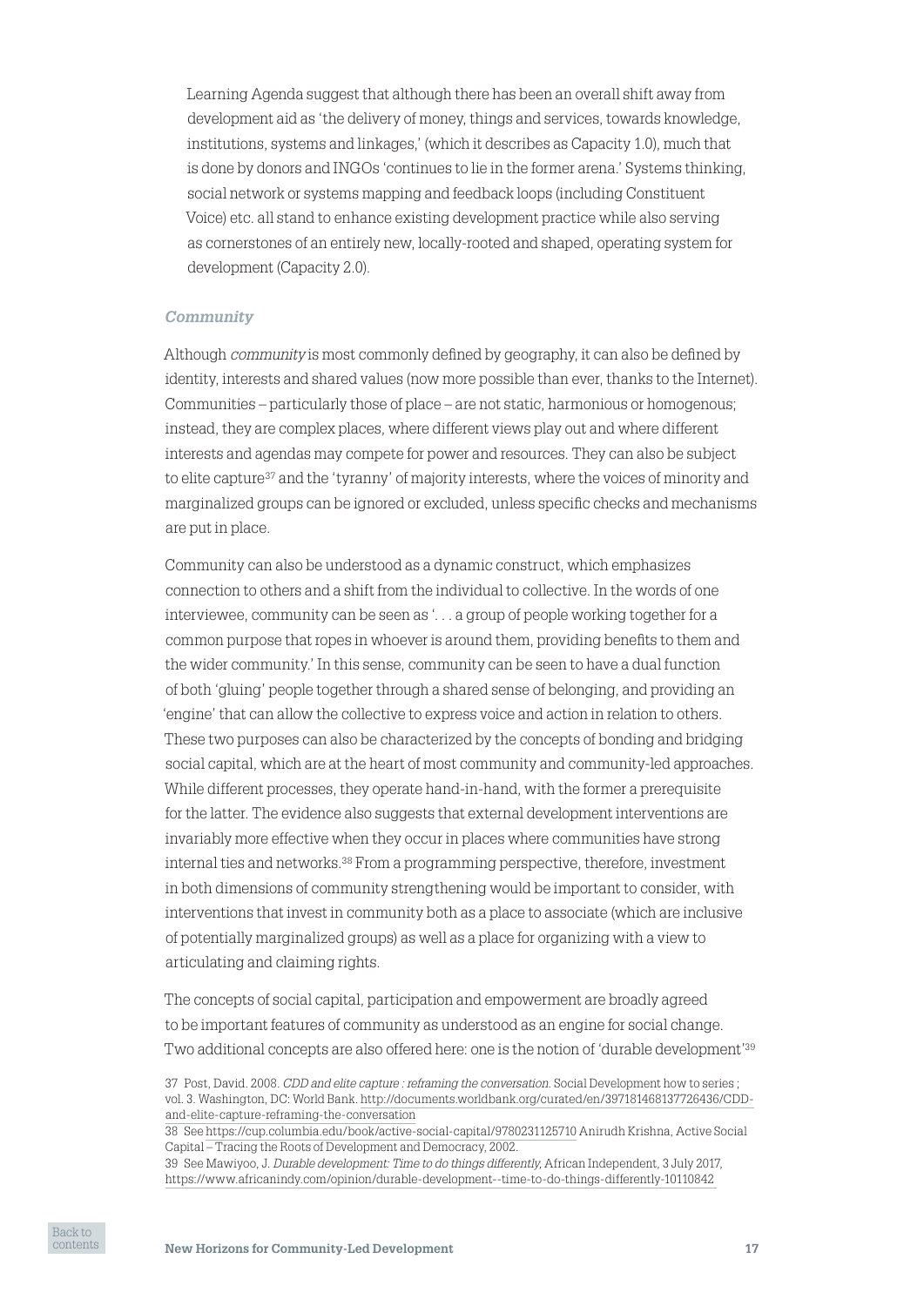Learning Agenda suggest that although there has been an overall shift away from development aid as 'the delivery of money, things and services, towards knowledge, institutions, systems and linkages,' (which it describes as Capacity 1.0), much that is done by donors and INGOs 'continues to lie in the former arena.' Systems thinking, social network or systems mapping and feedback loops (including Constituent Voice) etc. all stand to enhance existing development practice while also serving as cornerstones of an entirely new, locally-rooted and shaped, operating system for development (Capacity 2.0).

### *Community*

Although *community* is most commonly defined by geography, it can also be defined by identity, interests and shared values (now more possible than ever, thanks to the Internet). Communities – particularly those of place – are not static, harmonious or homogenous; instead, they are complex places, where different views play out and where different interests and agendas may compete for power and resources. They can also be subject to elite capture[37] and the 'tyranny' of majority interests, where the voices of minority and marginalized groups can be ignored or excluded, unless specific checks and mechanisms are put in place.

Community can also be understood as a dynamic construct, which emphasizes connection to others and a shift from the individual to collective. In the words of one interviewee, community can be seen as '. . . a group of people working together for a common purpose that ropes in whoever is around them, providing benefits to them and the wider community.' In this sense, community can be seen to have a dual function of both 'gluing' people together through a shared sense of belonging, and providing an 'engine' that can allow the collective to express voice and action in relation to others. These two purposes can also be characterized by the concepts of bonding and bridging social capital, which are at the heart of most community and community-led approaches. While different processes, they operate hand-in-hand, with the former a prerequisite for the latter. The evidence also suggests that external development interventions are invariably more effective when they occur in places where communities have strong internal ties and networks.[38] From a programming perspective, therefore, investment in both dimensions of community strengthening would be important to consider, with interventions that invest in community both as a place to associate (which are inclusive of potentially marginalized groups) as well as a place for organizing with a view to articulating and claiming rights.

The concepts of social capital, participation and empowerment are broadly agreed to be important features of community as understood as an engine for social change. Two additional concepts are also offered here: one is the notion of 'durable development'[39]

---

37 Post, David. 2008. *CDD and elite capture : reframing the conversation*. Social Development how to series ; vol. 3. Washington, DC: World Bank. http://documents.worldbank.org/curated/en/397181468137726436/CDD-and-elite-capture-reframing-the-conversation

38 See https://cup.columbia.edu/book/active-social-capital/9780231125710 Anirudh Krishna, Active Social Capital – Tracing the Roots of Development and Democracy, 2002.

39 See Mawiyoo, J. *Durable development: Time to do things differently,* African Independent, 3 July 2017, https://www.africanindy.com/opinion/durable-development--time-to-do-things-differently-10110842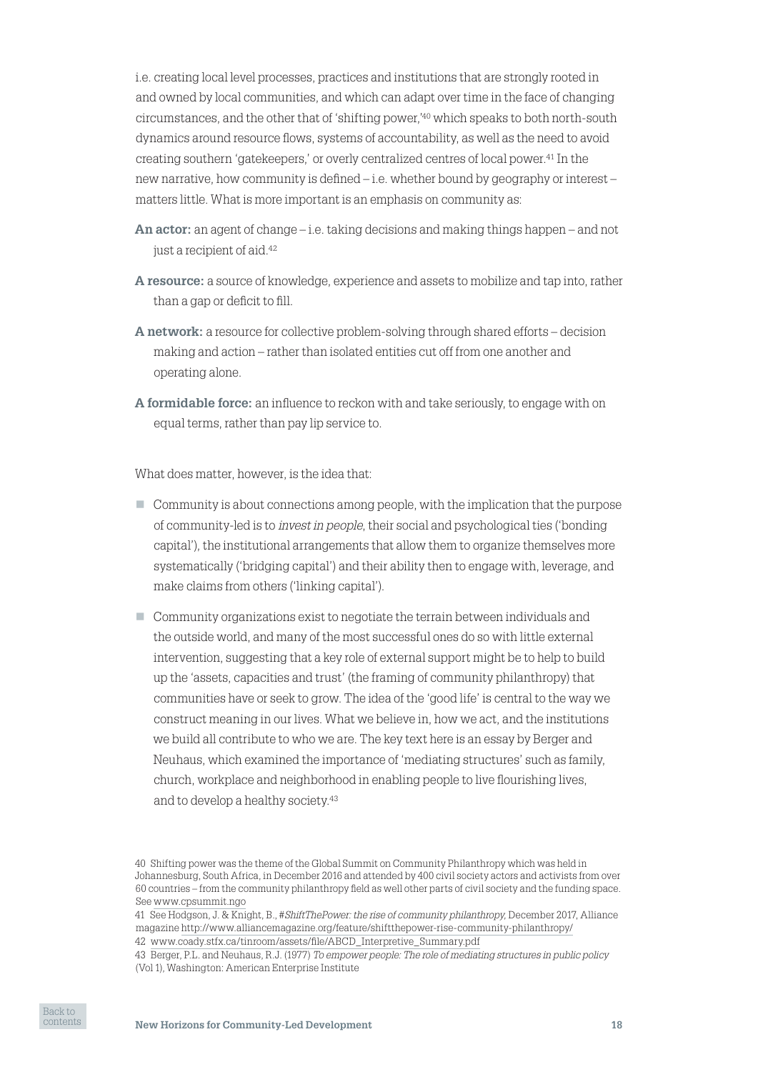i.e. creating local level processes, practices and institutions that are strongly rooted in and owned by local communities, and which can adapt over time in the face of changing circumstances, and the other that of 'shifting power,'[40] which speaks to both north-south dynamics around resource flows, systems of accountability, as well as the need to avoid creating southern 'gatekeepers,' or overly centralized centres of local power.[41] In the new narrative, how community is defined – i.e. whether bound by geography or interest – matters little. What is more important is an emphasis on community as:

**An actor:** an agent of change – i.e. taking decisions and making things happen – and not just a recipient of aid.[42]

**A resource:** a source of knowledge, experience and assets to mobilize and tap into, rather than a gap or deficit to fill.

**A network:** a resource for collective problem-solving through shared efforts – decision making and action – rather than isolated entities cut off from one another and operating alone.

**A formidable force:** an influence to reckon with and take seriously, to engage with on equal terms, rather than pay lip service to.

What does matter, however, is the idea that:

- Community is about connections among people, with the implication that the purpose of community-led is to *invest in people*, their social and psychological ties ('bonding capital'), the institutional arrangements that allow them to organize themselves more systematically ('bridging capital') and their ability then to engage with, leverage, and make claims from others ('linking capital').
- Community organizations exist to negotiate the terrain between individuals and the outside world, and many of the most successful ones do so with little external intervention, suggesting that a key role of external support might be to help to build up the 'assets, capacities and trust' (the framing of community philanthropy) that communities have or seek to grow. The idea of the 'good life' is central to the way we construct meaning in our lives. What we believe in, how we act, and the institutions we build all contribute to who we are. The key text here is an essay by Berger and Neuhaus, which examined the importance of 'mediating structures' such as family, church, workplace and neighborhood in enabling people to live flourishing lives, and to develop a healthy society.[43]

---

40 Shifting power was the theme of the Global Summit on Community Philanthropy which was held in Johannesburg, South Africa, in December 2016 and attended by 400 civil society actors and activists from over 60 countries – from the community philanthropy field as well other parts of civil society and the funding space. See www.cpsummit.ngo

41 See Hodgson, J. & Knight, B., *#ShiftThePower: the rise of community philanthropy*, December 2017, Alliance magazine http://www.alliancemagazine.org/feature/shiftthepower-rise-community-philanthropy/

42 www.coady.stfx.ca/tinroom/assets/file/ABCD_Interpretive_Summary.pdf

43 Berger, P.L. and Neuhaus, R.J. (1977) *To empower people: The role of mediating structures in public policy* (Vol 1), Washington: American Enterprise Institute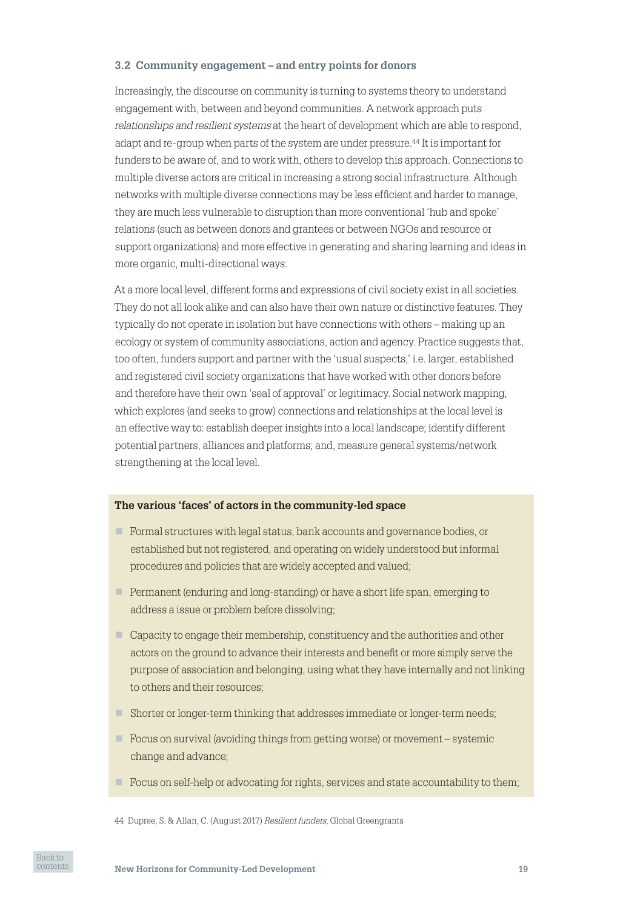### 3.2 Community engagement – and entry points for donors

Increasingly, the discourse on community is turning to systems theory to understand engagement with, between and beyond communities. A network approach puts *relationships and resilient systems* at the heart of development which are able to respond, adapt and re-group when parts of the system are under pressure.[44] It is important for funders to be aware of, and to work with, others to develop this approach. Connections to multiple diverse actors are critical in increasing a strong social infrastructure. Although networks with multiple diverse connections may be less efficient and harder to manage, they are much less vulnerable to disruption than more conventional 'hub and spoke' relations (such as between donors and grantees or between NGOs and resource or support organizations) and more effective in generating and sharing learning and ideas in more organic, multi-directional ways.

At a more local level, different forms and expressions of civil society exist in all societies. They do not all look alike and can also have their own nature or distinctive features. They typically do not operate in isolation but have connections with others – making up an ecology or system of community associations, action and agency. Practice suggests that, too often, funders support and partner with the 'usual suspects,' i.e. larger, established and registered civil society organizations that have worked with other donors before and therefore have their own 'seal of approval' or legitimacy. Social network mapping, which explores (and seeks to grow) connections and relationships at the local level is an effective way to: establish deeper insights into a local landscape; identify different potential partners, alliances and platforms; and, measure general systems/network strengthening at the local level.

**The various 'faces' of actors in the community-led space**

- Formal structures with legal status, bank accounts and governance bodies, or established but not registered, and operating on widely understood but informal procedures and policies that are widely accepted and valued;
- Permanent (enduring and long-standing) or have a short life span, emerging to address a issue or problem before dissolving;
- Capacity to engage their membership, constituency and the authorities and other actors on the ground to advance their interests and benefit or more simply serve the purpose of association and belonging, using what they have internally and not linking to others and their resources;
- Shorter or longer-term thinking that addresses immediate or longer-term needs;
- Focus on survival (avoiding things from getting worse) or movement – systemic change and advance;
- Focus on self-help or advocating for rights, services and state accountability to them;

44 Dupree, S. & Allan, C. (August 2017) *Resilient funders*, Global Greengrants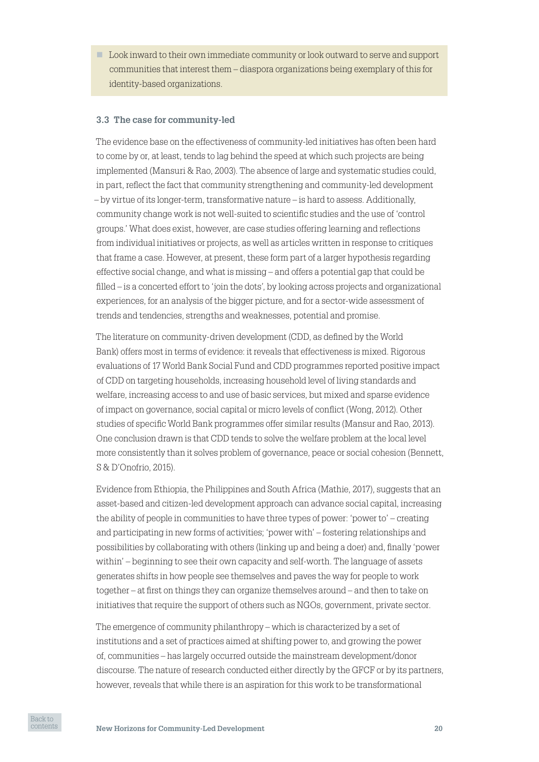- Look inward to their own immediate community or look outward to serve and support communities that interest them – diaspora organizations being exemplary of this for identity-based organizations.

### 3.3 The case for community-led

The evidence base on the effectiveness of community-led initiatives has often been hard to come by or, at least, tends to lag behind the speed at which such projects are being implemented (Mansuri & Rao, 2003). The absence of large and systematic studies could, in part, reflect the fact that community strengthening and community-led development – by virtue of its longer-term, transformative nature – is hard to assess. Additionally, community change work is not well-suited to scientific studies and the use of 'control groups.' What does exist, however, are case studies offering learning and reflections from individual initiatives or projects, as well as articles written in response to critiques that frame a case. However, at present, these form part of a larger hypothesis regarding effective social change, and what is missing – and offers a potential gap that could be filled – is a concerted effort to 'join the dots', by looking across projects and organizational experiences, for an analysis of the bigger picture, and for a sector-wide assessment of trends and tendencies, strengths and weaknesses, potential and promise.

The literature on community-driven development (CDD, as defined by the World Bank) offers most in terms of evidence: it reveals that effectiveness is mixed. Rigorous evaluations of 17 World Bank Social Fund and CDD programmes reported positive impact of CDD on targeting households, increasing household level of living standards and welfare, increasing access to and use of basic services, but mixed and sparse evidence of impact on governance, social capital or micro levels of conflict (Wong, 2012). Other studies of specific World Bank programmes offer similar results (Mansur and Rao, 2013). One conclusion drawn is that CDD tends to solve the welfare problem at the local level more consistently than it solves problem of governance, peace or social cohesion (Bennett, S & D'Onofrio, 2015).

Evidence from Ethiopia, the Philippines and South Africa (Mathie, 2017), suggests that an asset-based and citizen-led development approach can advance social capital, increasing the ability of people in communities to have three types of power: 'power to' – creating and participating in new forms of activities; 'power with' – fostering relationships and possibilities by collaborating with others (linking up and being a doer) and, finally 'power within' – beginning to see their own capacity and self-worth. The language of assets generates shifts in how people see themselves and paves the way for people to work together – at first on things they can organize themselves around – and then to take on initiatives that require the support of others such as NGOs, government, private sector.

The emergence of community philanthropy – which is characterized by a set of institutions and a set of practices aimed at shifting power to, and growing the power of, communities – has largely occurred outside the mainstream development/donor discourse. The nature of research conducted either directly by the GFCF or by its partners, however, reveals that while there is an aspiration for this work to be transformational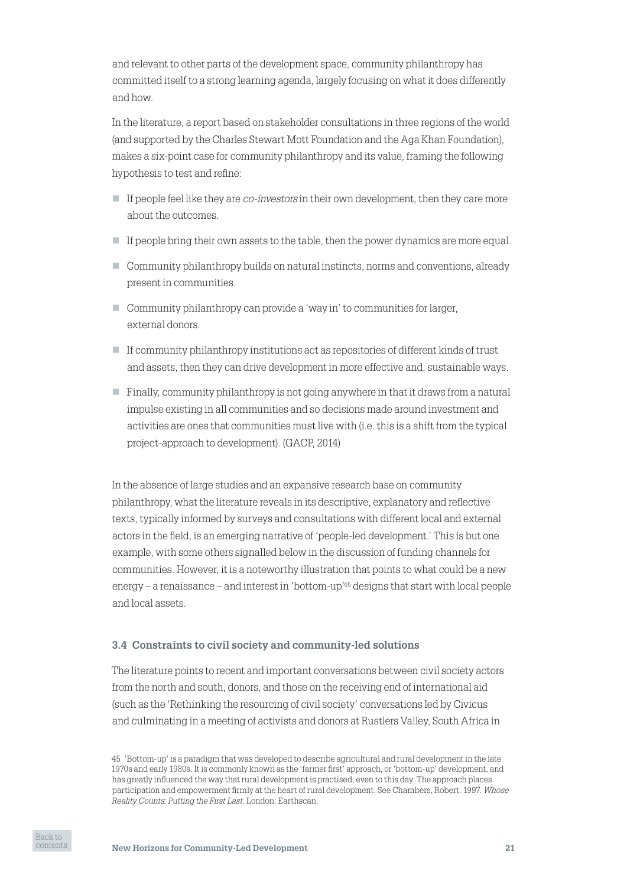and relevant to other parts of the development space, community philanthropy has committed itself to a strong learning agenda, largely focusing on what it does differently and how.

In the literature, a report based on stakeholder consultations in three regions of the world (and supported by the Charles Stewart Mott Foundation and the Aga Khan Foundation), makes a six-point case for community philanthropy and its value, framing the following hypothesis to test and refine:

- If people feel like they are *co-investors* in their own development, then they care more about the outcomes.
- If people bring their own assets to the table, then the power dynamics are more equal.
- Community philanthropy builds on natural instincts, norms and conventions, already present in communities.
- Community philanthropy can provide a 'way in' to communities for larger, external donors.
- If community philanthropy institutions act as repositories of different kinds of trust and assets, then they can drive development in more effective and, sustainable ways.
- Finally, community philanthropy is not going anywhere in that it draws from a natural impulse existing in all communities and so decisions made around investment and activities are ones that communities must live with (i.e. this is a shift from the typical project-approach to development). (GACP, 2014)

In the absence of large studies and an expansive research base on community philanthropy, what the literature reveals in its descriptive, explanatory and reflective texts, typically informed by surveys and consultations with different local and external actors in the field, is an emerging narrative of 'people-led development.' This is but one example, with some others signalled below in the discussion of funding channels for communities. However, it is a noteworthy illustration that points to what could be a new energy – a renaissance – and interest in 'bottom-up'[45] designs that start with local people and local assets.

### 3.4 Constraints to civil society and community-led solutions

The literature points to recent and important conversations between civil society actors from the north and south, donors, and those on the receiving end of international aid (such as the 'Rethinking the resourcing of civil society' conversations led by Civicus and culminating in a meeting of activists and donors at Rustlers Valley, South Africa in

45 'Bottom-up' is a paradigm that was developed to describe agricultural and rural development in the late 1970s and early 1980s. It is commonly known as the 'farmer first' approach, or 'bottom-up' development, and has greatly influenced the way that rural development is practised, even to this day. The approach places participation and empowerment firmly at the heart of rural development. See Chambers, Robert. 1997. *Whose Reality Counts: Putting the First Last*. London: Earthscan.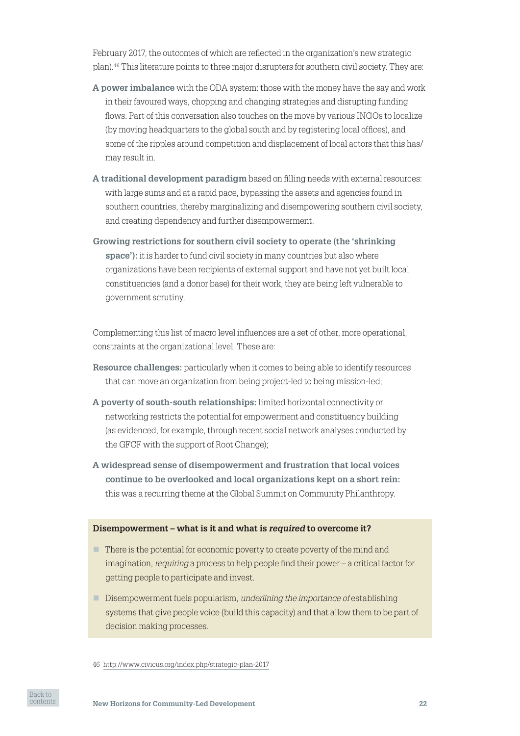February 2017, the outcomes of which are reflected in the organization's new strategic plan).[46] This literature points to three major disrupters for southern civil society. They are:

**A power imbalance** with the ODA system: those with the money have the say and work in their favoured ways, chopping and changing strategies and disrupting funding flows. Part of this conversation also touches on the move by various INGOs to localize (by moving headquarters to the global south and by registering local offices), and some of the ripples around competition and displacement of local actors that this has/may result in.

**A traditional development paradigm** based on filling needs with external resources: with large sums and at a rapid pace, bypassing the assets and agencies found in southern countries, thereby marginalizing and disempowering southern civil society, and creating dependency and further disempowerment.

**Growing restrictions for southern civil society to operate (the 'shrinking space'):** it is harder to fund civil society in many countries but also where organizations have been recipients of external support and have not yet built local constituencies (and a donor base) for their work, they are being left vulnerable to government scrutiny.

Complementing this list of macro level influences are a set of other, more operational, constraints at the organizational level. These are:

**Resource challenges:** particularly when it comes to being able to identify resources that can move an organization from being project-led to being mission-led;

**A poverty of south-south relationships:** limited horizontal connectivity or networking restricts the potential for empowerment and constituency building (as evidenced, for example, through recent social network analyses conducted by the GFCF with the support of Root Change);

**A widespread sense of disempowerment and frustration that local voices continue to be overlooked and local organizations kept on a short rein:** this was a recurring theme at the Global Summit on Community Philanthropy.

**Disempowerment – what is it and what is *required* to overcome it?**

- There is the potential for economic poverty to create poverty of the mind and imagination, *requiring* a process to help people find their power – a critical factor for getting people to participate and invest.
- Disempowerment fuels popularism, *underlining the importance of* establishing systems that give people voice (build this capacity) and that allow them to be part of decision making processes.

46 http://www.civicus.org/index.php/strategic-plan-2017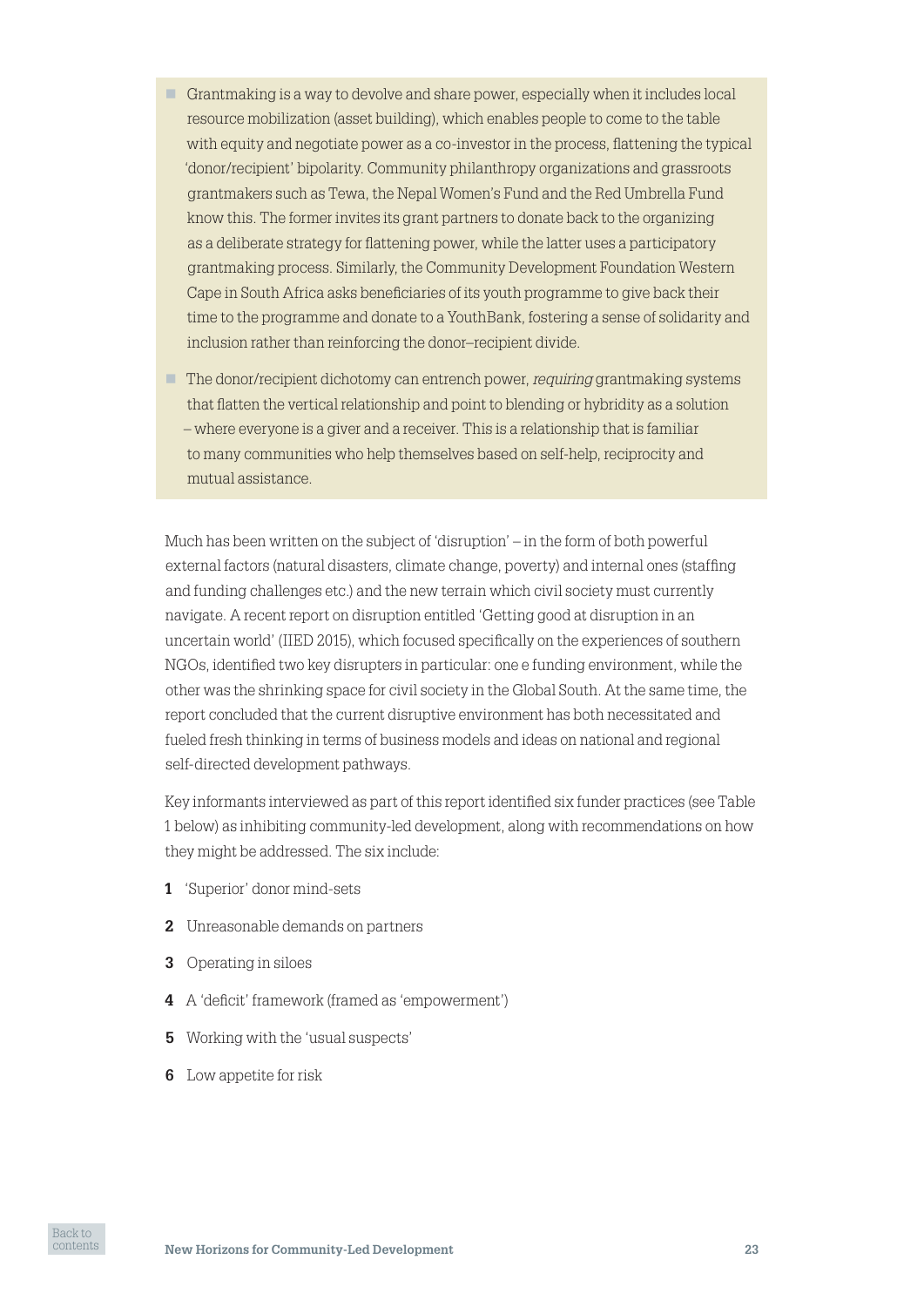- Grantmaking is a way to devolve and share power, especially when it includes local resource mobilization (asset building), which enables people to come to the table with equity and negotiate power as a co-investor in the process, flattening the typical 'donor/recipient' bipolarity. Community philanthropy organizations and grassroots grantmakers such as Tewa, the Nepal Women's Fund and the Red Umbrella Fund know this. The former invites its grant partners to donate back to the organizing as a deliberate strategy for flattening power, while the latter uses a participatory grantmaking process. Similarly, the Community Development Foundation Western Cape in South Africa asks beneficiaries of its youth programme to give back their time to the programme and donate to a YouthBank, fostering a sense of solidarity and inclusion rather than reinforcing the donor–recipient divide.
- The donor/recipient dichotomy can entrench power, *requiring* grantmaking systems that flatten the vertical relationship and point to blending or hybridity as a solution – where everyone is a giver and a receiver. This is a relationship that is familiar to many communities who help themselves based on self-help, reciprocity and mutual assistance.

Much has been written on the subject of 'disruption' – in the form of both powerful external factors (natural disasters, climate change, poverty) and internal ones (staffing and funding challenges etc.) and the new terrain which civil society must currently navigate. A recent report on disruption entitled 'Getting good at disruption in an uncertain world' (IIED 2015), which focused specifically on the experiences of southern NGOs, identified two key disrupters in particular: one e funding environment, while the other was the shrinking space for civil society in the Global South. At the same time, the report concluded that the current disruptive environment has both necessitated and fueled fresh thinking in terms of business models and ideas on national and regional self-directed development pathways.

Key informants interviewed as part of this report identified six funder practices (see Table 1 below) as inhibiting community-led development, along with recommendations on how they might be addressed. The six include:

1. 'Superior' donor mind-sets
2. Unreasonable demands on partners
3. Operating in siloes
4. A 'deficit' framework (framed as 'empowerment')
5. Working with the 'usual suspects'
6. Low appetite for risk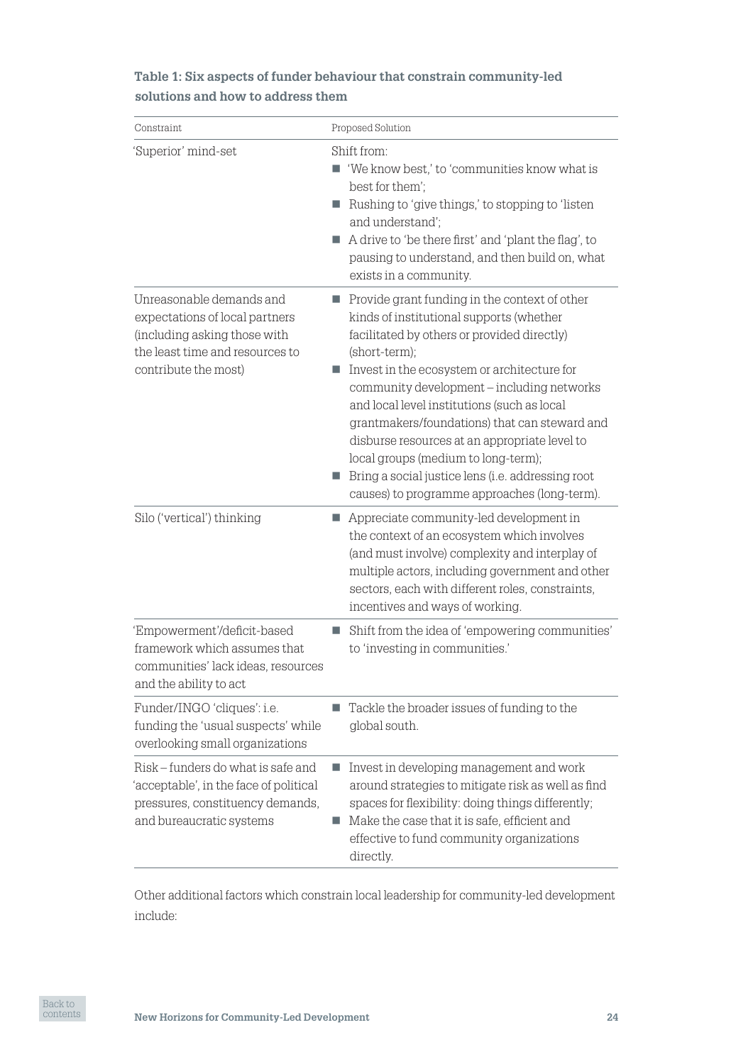**Table 1: Six aspects of funder behaviour that constrain community-led solutions and how to address them**

| Constraint | Proposed Solution |
|---|---|
| 'Superior' mind-set | Shift from:<br>■ 'We know best,' to 'communities know what is best for them';<br>■ Rushing to 'give things,' to stopping to 'listen and understand';<br>■ A drive to 'be there first' and 'plant the flag', to pausing to understand, and then build on, what exists in a community. |
| Unreasonable demands and expectations of local partners (including asking those with the least time and resources to contribute the most) | ■ Provide grant funding in the context of other kinds of institutional supports (whether facilitated by others or provided directly) (short-term);<br>■ Invest in the ecosystem or architecture for community development – including networks and local level institutions (such as local grantmakers/foundations) that can steward and disburse resources at an appropriate level to local groups (medium to long-term);<br>■ Bring a social justice lens (i.e. addressing root causes) to programme approaches (long-term). |
| Silo ('vertical') thinking | ■ Appreciate community-led development in the context of an ecosystem which involves (and must involve) complexity and interplay of multiple actors, including government and other sectors, each with different roles, constraints, incentives and ways of working. |
| 'Empowerment'/deficit-based framework which assumes that communities' lack ideas, resources and the ability to act | ■ Shift from the idea of 'empowering communities' to 'investing in communities.' |
| Funder/INGO 'cliques': i.e. funding the 'usual suspects' while overlooking small organizations | ■ Tackle the broader issues of funding to the global south. |
| Risk – funders do what is safe and 'acceptable', in the face of political pressures, constituency demands, and bureaucratic systems | ■ Invest in developing management and work around strategies to mitigate risk as well as find spaces for flexibility: doing things differently;<br>■ Make the case that it is safe, efficient and effective to fund community organizations directly. |

Other additional factors which constrain local leadership for community-led development include: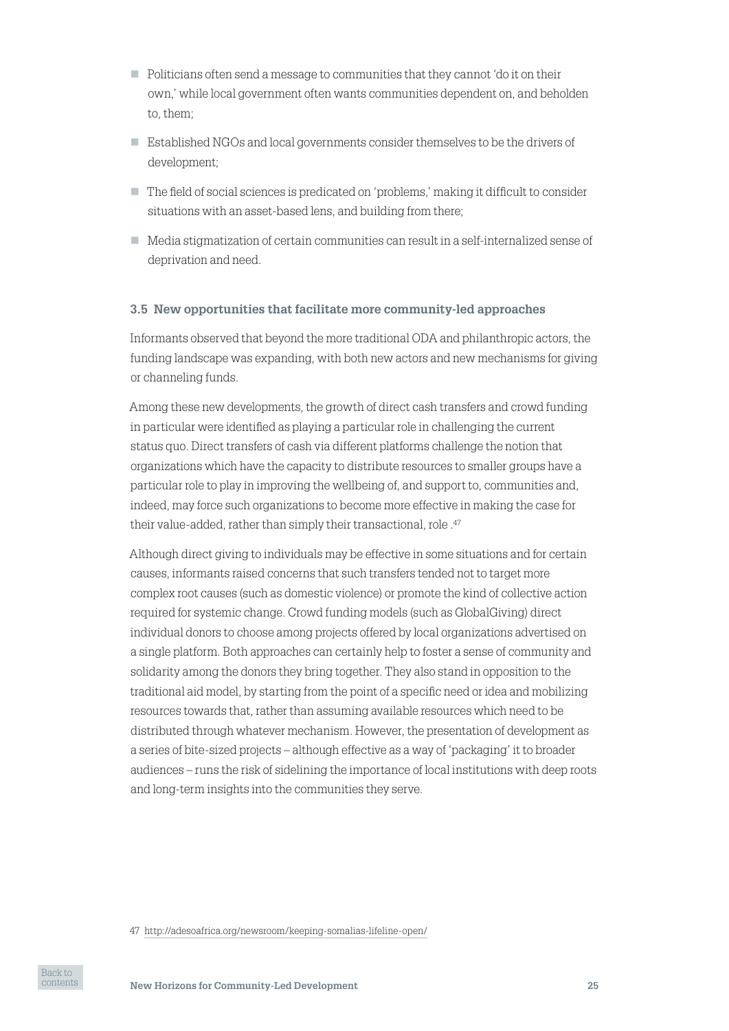- Politicians often send a message to communities that they cannot 'do it on their own,' while local government often wants communities dependent on, and beholden to, them;
- Established NGOs and local governments consider themselves to be the drivers of development;
- The field of social sciences is predicated on 'problems,' making it difficult to consider situations with an asset-based lens, and building from there;
- Media stigmatization of certain communities can result in a self-internalized sense of deprivation and need.

### 3.5 New opportunities that facilitate more community-led approaches

Informants observed that beyond the more traditional ODA and philanthropic actors, the funding landscape was expanding, with both new actors and new mechanisms for giving or channeling funds.

Among these new developments, the growth of direct cash transfers and crowd funding in particular were identified as playing a particular role in challenging the current status quo. Direct transfers of cash via different platforms challenge the notion that organizations which have the capacity to distribute resources to smaller groups have a particular role to play in improving the wellbeing of, and support to, communities and, indeed, may force such organizations to become more effective in making the case for their value-added, rather than simply their transactional, role .[47]

Although direct giving to individuals may be effective in some situations and for certain causes, informants raised concerns that such transfers tended not to target more complex root causes (such as domestic violence) or promote the kind of collective action required for systemic change. Crowd funding models (such as GlobalGiving) direct individual donors to choose among projects offered by local organizations advertised on a single platform. Both approaches can certainly help to foster a sense of community and solidarity among the donors they bring together. They also stand in opposition to the traditional aid model, by starting from the point of a specific need or idea and mobilizing resources towards that, rather than assuming available resources which need to be distributed through whatever mechanism. However, the presentation of development as a series of bite-sized projects – although effective as a way of 'packaging' it to broader audiences – runs the risk of sidelining the importance of local institutions with deep roots and long-term insights into the communities they serve.

47 http://adesoafrica.org/newsroom/keeping-somalias-lifeline-open/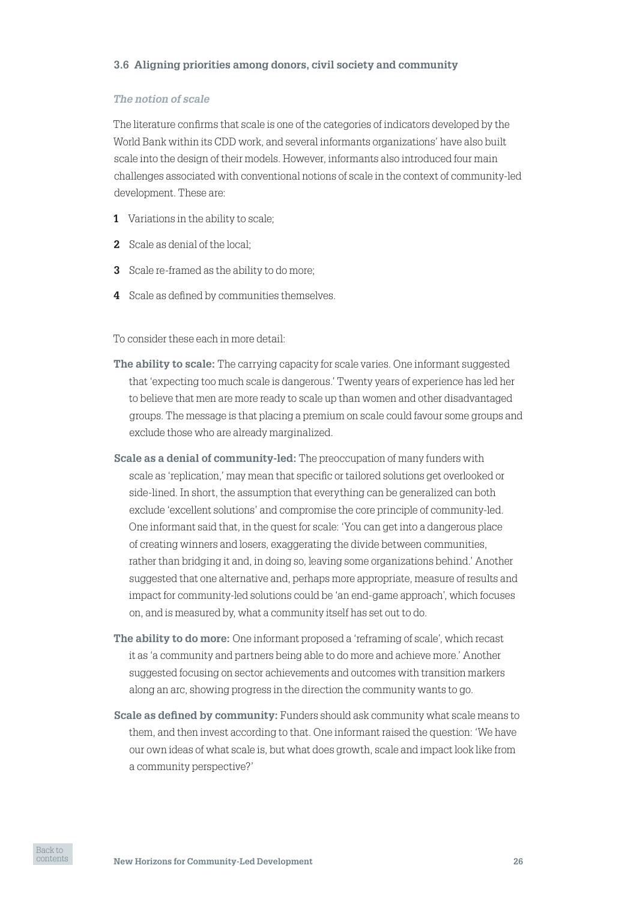### 3.6 Aligning priorities among donors, civil society and community

#### *The notion of scale*

The literature confirms that scale is one of the categories of indicators developed by the World Bank within its CDD work, and several informants organizations' have also built scale into the design of their models. However, informants also introduced four main challenges associated with conventional notions of scale in the context of community-led development. These are:

1. Variations in the ability to scale;
2. Scale as denial of the local;
3. Scale re-framed as the ability to do more;
4. Scale as defined by communities themselves.

To consider these each in more detail:

**The ability to scale:** The carrying capacity for scale varies. One informant suggested that 'expecting too much scale is dangerous.' Twenty years of experience has led her to believe that men are more ready to scale up than women and other disadvantaged groups. The message is that placing a premium on scale could favour some groups and exclude those who are already marginalized.

**Scale as a denial of community-led:** The preoccupation of many funders with scale as 'replication,' may mean that specific or tailored solutions get overlooked or side-lined. In short, the assumption that everything can be generalized can both exclude 'excellent solutions' and compromise the core principle of community-led. One informant said that, in the quest for scale: 'You can get into a dangerous place of creating winners and losers, exaggerating the divide between communities, rather than bridging it and, in doing so, leaving some organizations behind.' Another suggested that one alternative and, perhaps more appropriate, measure of results and impact for community-led solutions could be 'an end-game approach', which focuses on, and is measured by, what a community itself has set out to do.

**The ability to do more:** One informant proposed a 'reframing of scale', which recast it as 'a community and partners being able to do more and achieve more.' Another suggested focusing on sector achievements and outcomes with transition markers along an arc, showing progress in the direction the community wants to go.

**Scale as defined by community:** Funders should ask community what scale means to them, and then invest according to that. One informant raised the question: 'We have our own ideas of what scale is, but what does growth, scale and impact look like from a community perspective?'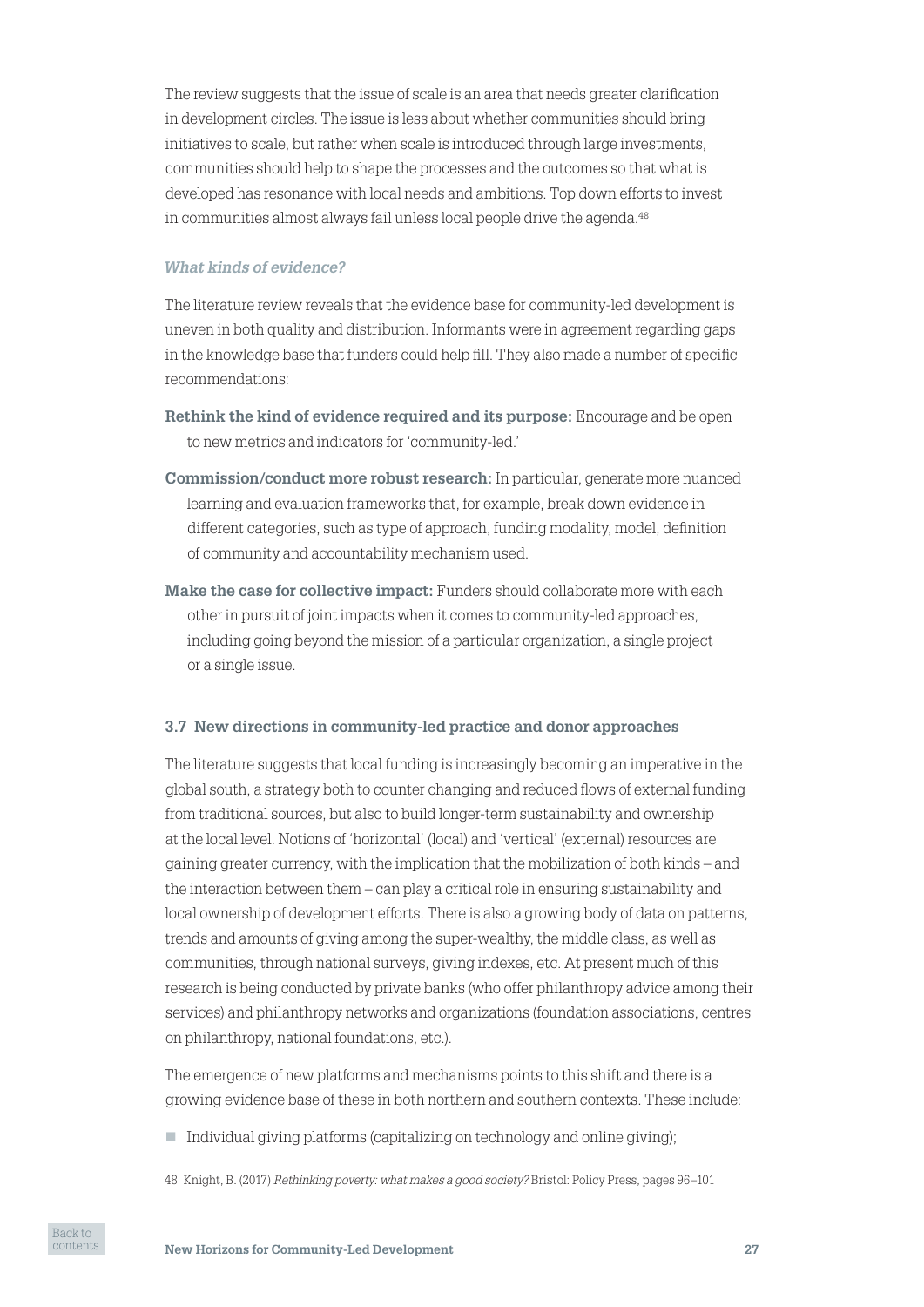The review suggests that the issue of scale is an area that needs greater clarification in development circles. The issue is less about whether communities should bring initiatives to scale, but rather when scale is introduced through large investments, communities should help to shape the processes and the outcomes so that what is developed has resonance with local needs and ambitions. Top down efforts to invest in communities almost always fail unless local people drive the agenda.[48]

#### *What kinds of evidence?*

The literature review reveals that the evidence base for community-led development is uneven in both quality and distribution. Informants were in agreement regarding gaps in the knowledge base that funders could help fill. They also made a number of specific recommendations:

**Rethink the kind of evidence required and its purpose:** Encourage and be open to new metrics and indicators for 'community-led.'

**Commission/conduct more robust research:** In particular, generate more nuanced learning and evaluation frameworks that, for example, break down evidence in different categories, such as type of approach, funding modality, model, definition of community and accountability mechanism used.

**Make the case for collective impact:** Funders should collaborate more with each other in pursuit of joint impacts when it comes to community-led approaches, including going beyond the mission of a particular organization, a single project or a single issue.

### 3.7 New directions in community-led practice and donor approaches

The literature suggests that local funding is increasingly becoming an imperative in the global south, a strategy both to counter changing and reduced flows of external funding from traditional sources, but also to build longer-term sustainability and ownership at the local level. Notions of 'horizontal' (local) and 'vertical' (external) resources are gaining greater currency, with the implication that the mobilization of both kinds – and the interaction between them – can play a critical role in ensuring sustainability and local ownership of development efforts. There is also a growing body of data on patterns, trends and amounts of giving among the super-wealthy, the middle class, as well as communities, through national surveys, giving indexes, etc. At present much of this research is being conducted by private banks (who offer philanthropy advice among their services) and philanthropy networks and organizations (foundation associations, centres on philanthropy, national foundations, etc.).

The emergence of new platforms and mechanisms points to this shift and there is a growing evidence base of these in both northern and southern contexts. These include:

- Individual giving platforms (capitalizing on technology and online giving);

48 Knight, B. (2017) *Rethinking poverty: what makes a good society?* Bristol: Policy Press, pages 96–101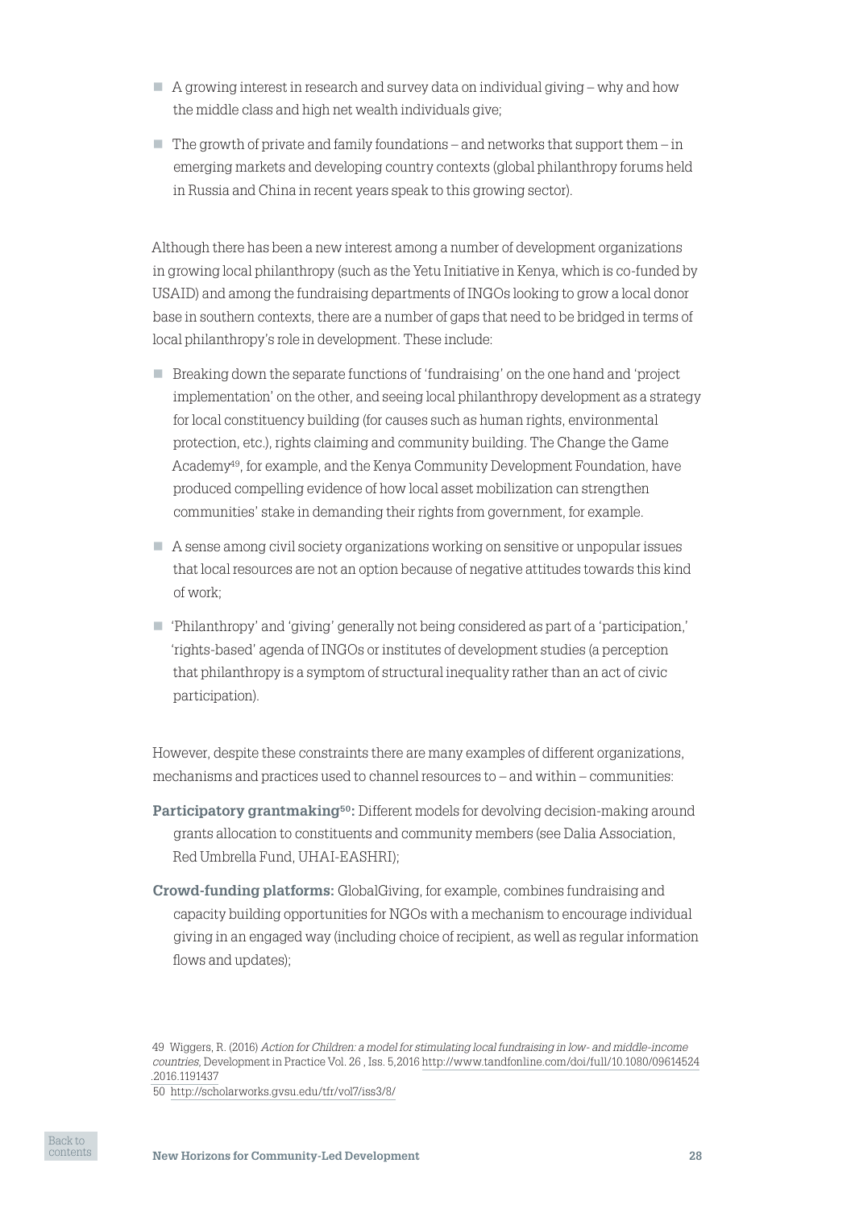- A growing interest in research and survey data on individual giving – why and how the middle class and high net wealth individuals give;
- The growth of private and family foundations – and networks that support them – in emerging markets and developing country contexts (global philanthropy forums held in Russia and China in recent years speak to this growing sector).

Although there has been a new interest among a number of development organizations in growing local philanthropy (such as the Yetu Initiative in Kenya, which is co-funded by USAID) and among the fundraising departments of INGOs looking to grow a local donor base in southern contexts, there are a number of gaps that need to be bridged in terms of local philanthropy's role in development. These include:

- Breaking down the separate functions of 'fundraising' on the one hand and 'project implementation' on the other, and seeing local philanthropy development as a strategy for local constituency building (for causes such as human rights, environmental protection, etc.), rights claiming and community building. The Change the Game Academy[49], for example, and the Kenya Community Development Foundation, have produced compelling evidence of how local asset mobilization can strengthen communities' stake in demanding their rights from government, for example.
- A sense among civil society organizations working on sensitive or unpopular issues that local resources are not an option because of negative attitudes towards this kind of work;
- 'Philanthropy' and 'giving' generally not being considered as part of a 'participation,' 'rights-based' agenda of INGOs or institutes of development studies (a perception that philanthropy is a symptom of structural inequality rather than an act of civic participation).

However, despite these constraints there are many examples of different organizations, mechanisms and practices used to channel resources to – and within – communities:

**Participatory grantmaking[50]:** Different models for devolving decision-making around grants allocation to constituents and community members (see Dalia Association, Red Umbrella Fund, UHAI-EASHRI);

**Crowd-funding platforms:** GlobalGiving, for example, combines fundraising and capacity building opportunities for NGOs with a mechanism to encourage individual giving in an engaged way (including choice of recipient, as well as regular information flows and updates);

49 Wiggers, R. (2016) *Action for Children: a model for stimulating local fundraising in low- and middle-income countries*, Development in Practice Vol. 26 , Iss. 5,2016 http://www.tandfonline.com/doi/full/10.1080/09614524.2016.1191437

50 http://scholarworks.gvsu.edu/tfr/vol7/iss3/8/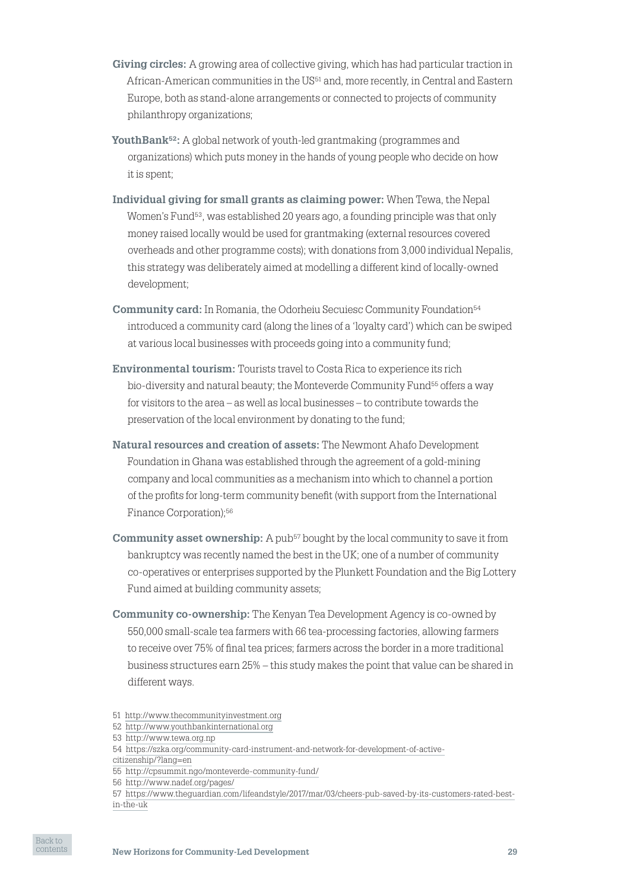- **Giving circles:** A growing area of collective giving, which has had particular traction in African-American communities in the US[51] and, more recently, in Central and Eastern Europe, both as stand-alone arrangements or connected to projects of community philanthropy organizations;

- **YouthBank[52]:** A global network of youth-led grantmaking (programmes and organizations) which puts money in the hands of young people who decide on how it is spent;

- **Individual giving for small grants as claiming power:** When Tewa, the Nepal Women's Fund[53], was established 20 years ago, a founding principle was that only money raised locally would be used for grantmaking (external resources covered overheads and other programme costs); with donations from 3,000 individual Nepalis, this strategy was deliberately aimed at modelling a different kind of locally-owned development;

- **Community card:** In Romania, the Odorheiu Secuiesc Community Foundation[54] introduced a community card (along the lines of a 'loyalty card') which can be swiped at various local businesses with proceeds going into a community fund;

- **Environmental tourism:** Tourists travel to Costa Rica to experience its rich bio-diversity and natural beauty; the Monteverde Community Fund[55] offers a way for visitors to the area – as well as local businesses – to contribute towards the preservation of the local environment by donating to the fund;

- **Natural resources and creation of assets:** The Newmont Ahafo Development Foundation in Ghana was established through the agreement of a gold-mining company and local communities as a mechanism into which to channel a portion of the profits for long-term community benefit (with support from the International Finance Corporation);[56]

- **Community asset ownership:** A pub[57] bought by the local community to save it from bankruptcy was recently named the best in the UK; one of a number of community co-operatives or enterprises supported by the Plunkett Foundation and the Big Lottery Fund aimed at building community assets;

- **Community co-ownership:** The Kenyan Tea Development Agency is co-owned by 550,000 small-scale tea farmers with 66 tea-processing factories, allowing farmers to receive over 75% of final tea prices; farmers across the border in a more traditional business structures earn 25% – this study makes the point that value can be shared in different ways.

51 http://www.thecommunityinvestment.org
52 http://www.youthbankinternational.org
53 http://www.tewa.org.np
54 https://szka.org/community-card-instrument-and-network-for-development-of-active-citizenship/?lang=en
55 http://cpsummit.ngo/monteverde-community-fund/
56 http://www.nadef.org/pages/
57 https://www.theguardian.com/lifeandstyle/2017/mar/03/cheers-pub-saved-by-its-customers-rated-best-in-the-uk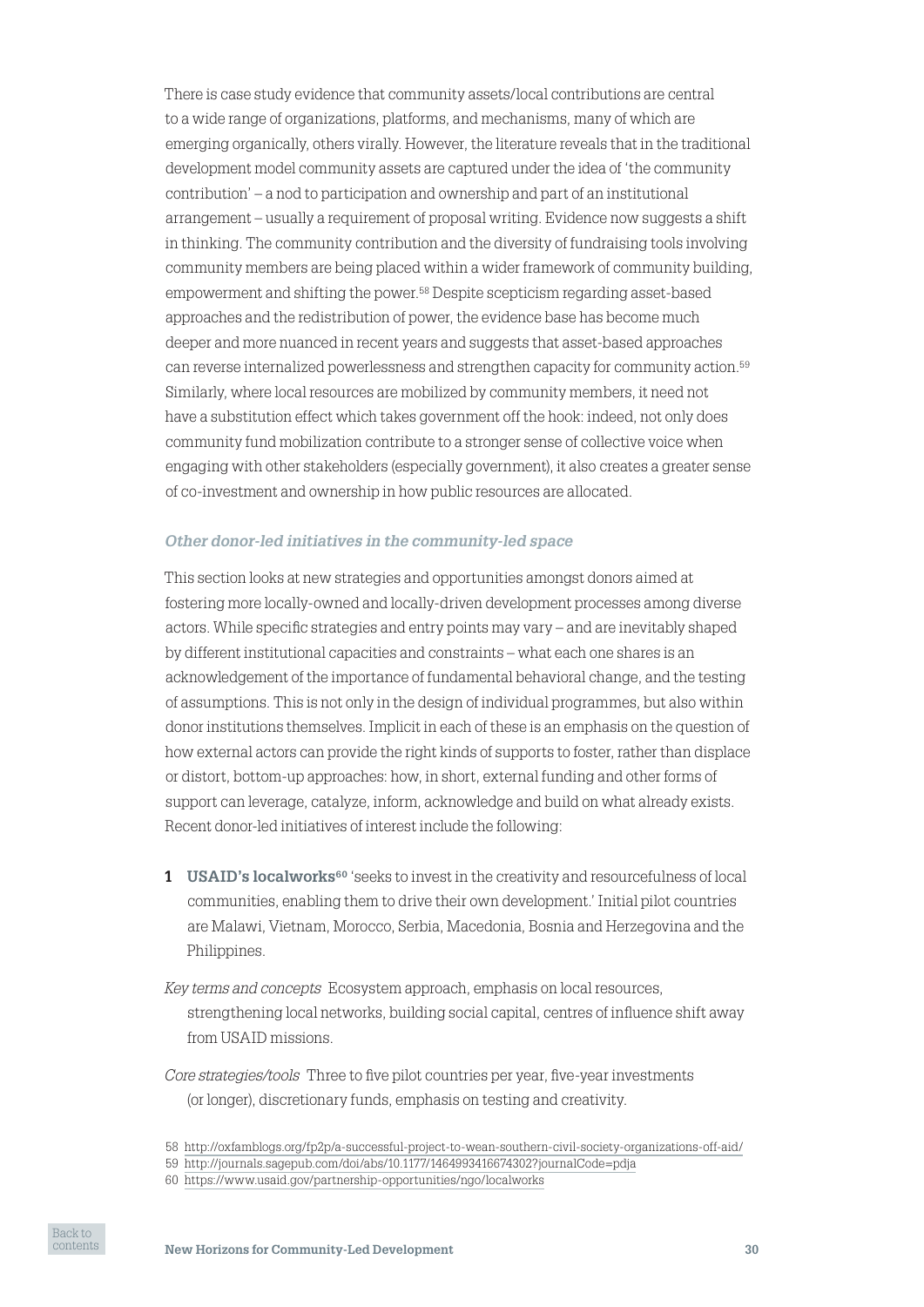There is case study evidence that community assets/local contributions are central to a wide range of organizations, platforms, and mechanisms, many of which are emerging organically, others virally. However, the literature reveals that in the traditional development model community assets are captured under the idea of 'the community contribution' – a nod to participation and ownership and part of an institutional arrangement – usually a requirement of proposal writing. Evidence now suggests a shift in thinking. The community contribution and the diversity of fundraising tools involving community members are being placed within a wider framework of community building, empowerment and shifting the power.[58] Despite scepticism regarding asset-based approaches and the redistribution of power, the evidence base has become much deeper and more nuanced in recent years and suggests that asset-based approaches can reverse internalized powerlessness and strengthen capacity for community action.[59] Similarly, where local resources are mobilized by community members, it need not have a substitution effect which takes government off the hook: indeed, not only does community fund mobilization contribute to a stronger sense of collective voice when engaging with other stakeholders (especially government), it also creates a greater sense of co-investment and ownership in how public resources are allocated.

### *Other donor-led initiatives in the community-led space*

This section looks at new strategies and opportunities amongst donors aimed at fostering more locally-owned and locally-driven development processes among diverse actors. While specific strategies and entry points may vary – and are inevitably shaped by different institutional capacities and constraints – what each one shares is an acknowledgement of the importance of fundamental behavioral change, and the testing of assumptions. This is not only in the design of individual programmes, but also within donor institutions themselves. Implicit in each of these is an emphasis on the question of how external actors can provide the right kinds of supports to foster, rather than displace or distort, bottom-up approaches: how, in short, external funding and other forms of support can leverage, catalyze, inform, acknowledge and build on what already exists. Recent donor-led initiatives of interest include the following:

1. **USAID's localworks**[60] 'seeks to invest in the creativity and resourcefulness of local communities, enabling them to drive their own development.' Initial pilot countries are Malawi, Vietnam, Morocco, Serbia, Macedonia, Bosnia and Herzegovina and the Philippines.

*Key terms and concepts* Ecosystem approach, emphasis on local resources, strengthening local networks, building social capital, centres of influence shift away from USAID missions.

*Core strategies/tools* Three to five pilot countries per year, five-year investments (or longer), discretionary funds, emphasis on testing and creativity.

58 http://oxfamblogs.org/fp2p/a-successful-project-to-wean-southern-civil-society-organizations-off-aid/

59 http://journals.sagepub.com/doi/abs/10.1177/1464993416674302?journalCode=pdja

60 https://www.usaid.gov/partnership-opportunities/ngo/localworks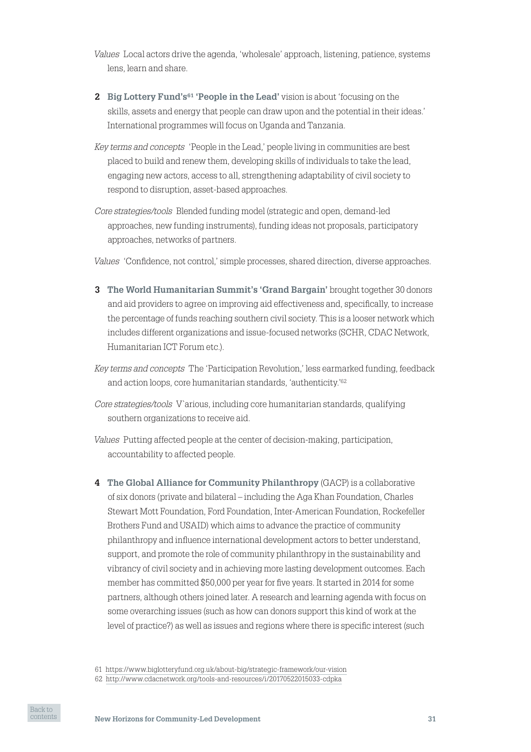*Values* Local actors drive the agenda, 'wholesale' approach, listening, patience, systems lens, learn and share.

**2 Big Lottery Fund's[61] 'People in the Lead'** vision is about 'focusing on the skills, assets and energy that people can draw upon and the potential in their ideas.' International programmes will focus on Uganda and Tanzania.

*Key terms and concepts* 'People in the Lead,' people living in communities are best placed to build and renew them, developing skills of individuals to take the lead, engaging new actors, access to all, strengthening adaptability of civil society to respond to disruption, asset-based approaches.

*Core strategies/tools* Blended funding model (strategic and open, demand-led approaches, new funding instruments), funding ideas not proposals, participatory approaches, networks of partners.

*Values* 'Confidence, not control,' simple processes, shared direction, diverse approaches.

**3 The World Humanitarian Summit's 'Grand Bargain'** brought together 30 donors and aid providers to agree on improving aid effectiveness and, specifically, to increase the percentage of funds reaching southern civil society. This is a looser network which includes different organizations and issue-focused networks (SCHR, CDAC Network, Humanitarian ICT Forum etc.).

*Key terms and concepts* The 'Participation Revolution,' less earmarked funding, feedback and action loops, core humanitarian standards, 'authenticity.'[62]

*Core strategies/tools* V`arious, including core humanitarian standards, qualifying southern organizations to receive aid.

*Values* Putting affected people at the center of decision-making, participation, accountability to affected people.

**4 The Global Alliance for Community Philanthropy** (GACP) is a collaborative of six donors (private and bilateral – including the Aga Khan Foundation, Charles Stewart Mott Foundation, Ford Foundation, Inter-American Foundation, Rockefeller Brothers Fund and USAID) which aims to advance the practice of community philanthropy and influence international development actors to better understand, support, and promote the role of community philanthropy in the sustainability and vibrancy of civil society and in achieving more lasting development outcomes. Each member has committed $50,000 per year for five years. It started in 2014 for some partners, although others joined later. A research and learning agenda with focus on some overarching issues (such as how can donors support this kind of work at the level of practice?) as well as issues and regions where there is specific interest (such

61 https://www.biglotteryfund.org.uk/about-big/strategic-framework/our-vision

62 http://www.cdacnetwork.org/tools-and-resources/i/20170522015033-cdpka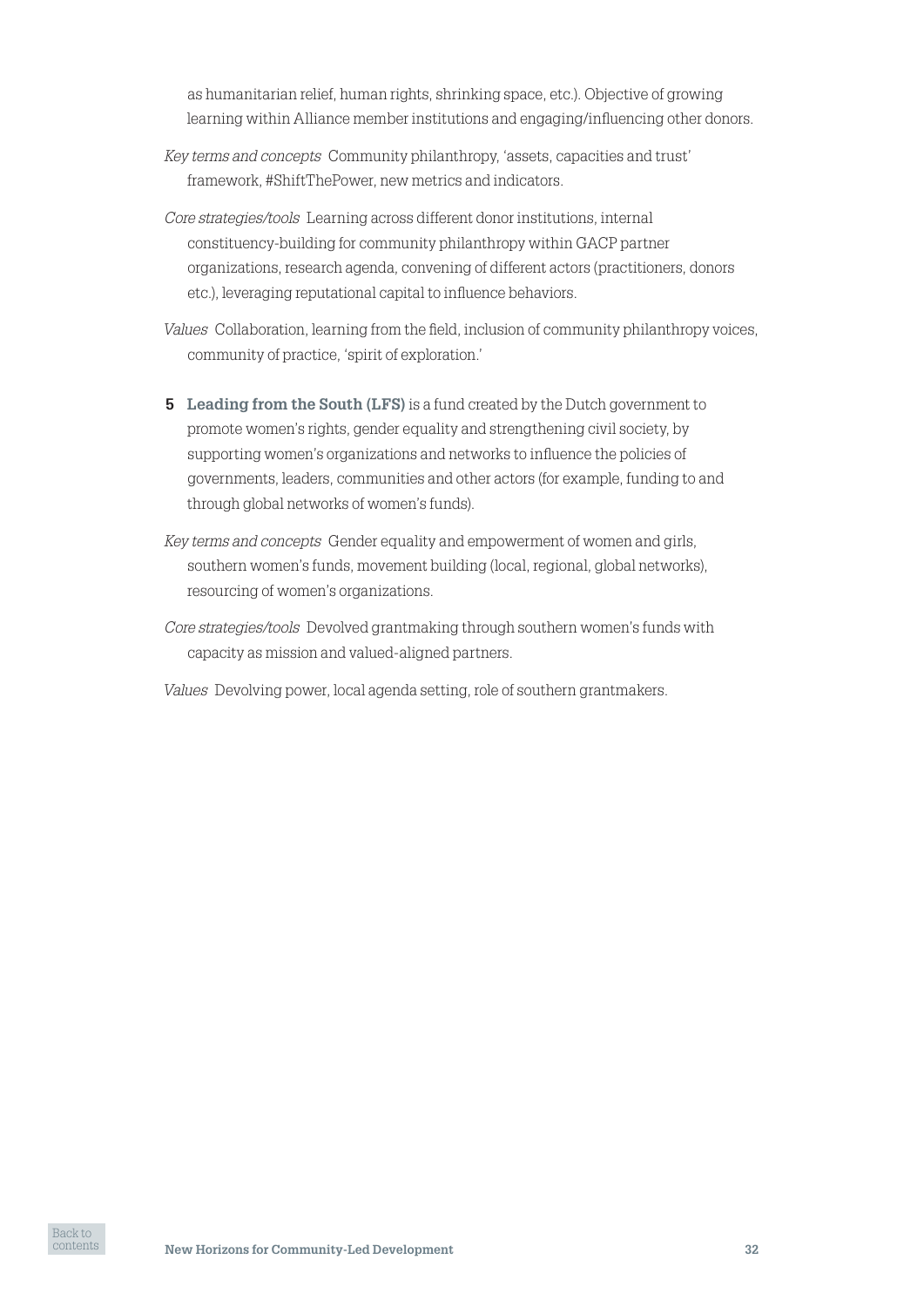as humanitarian relief, human rights, shrinking space, etc.). Objective of growing learning within Alliance member institutions and engaging/influencing other donors.

*Key terms and concepts* Community philanthropy, 'assets, capacities and trust' framework, #ShiftThePower, new metrics and indicators.

*Core strategies/tools* Learning across different donor institutions, internal constituency-building for community philanthropy within GACP partner organizations, research agenda, convening of different actors (practitioners, donors etc.), leveraging reputational capital to influence behaviors.

*Values* Collaboration, learning from the field, inclusion of community philanthropy voices, community of practice, 'spirit of exploration.'

**5 Leading from the South (LFS)** is a fund created by the Dutch government to promote women's rights, gender equality and strengthening civil society, by supporting women's organizations and networks to influence the policies of governments, leaders, communities and other actors (for example, funding to and through global networks of women's funds).

*Key terms and concepts* Gender equality and empowerment of women and girls, southern women's funds, movement building (local, regional, global networks), resourcing of women's organizations.

*Core strategies/tools* Devolved grantmaking through southern women's funds with capacity as mission and valued-aligned partners.

*Values* Devolving power, local agenda setting, role of southern grantmakers.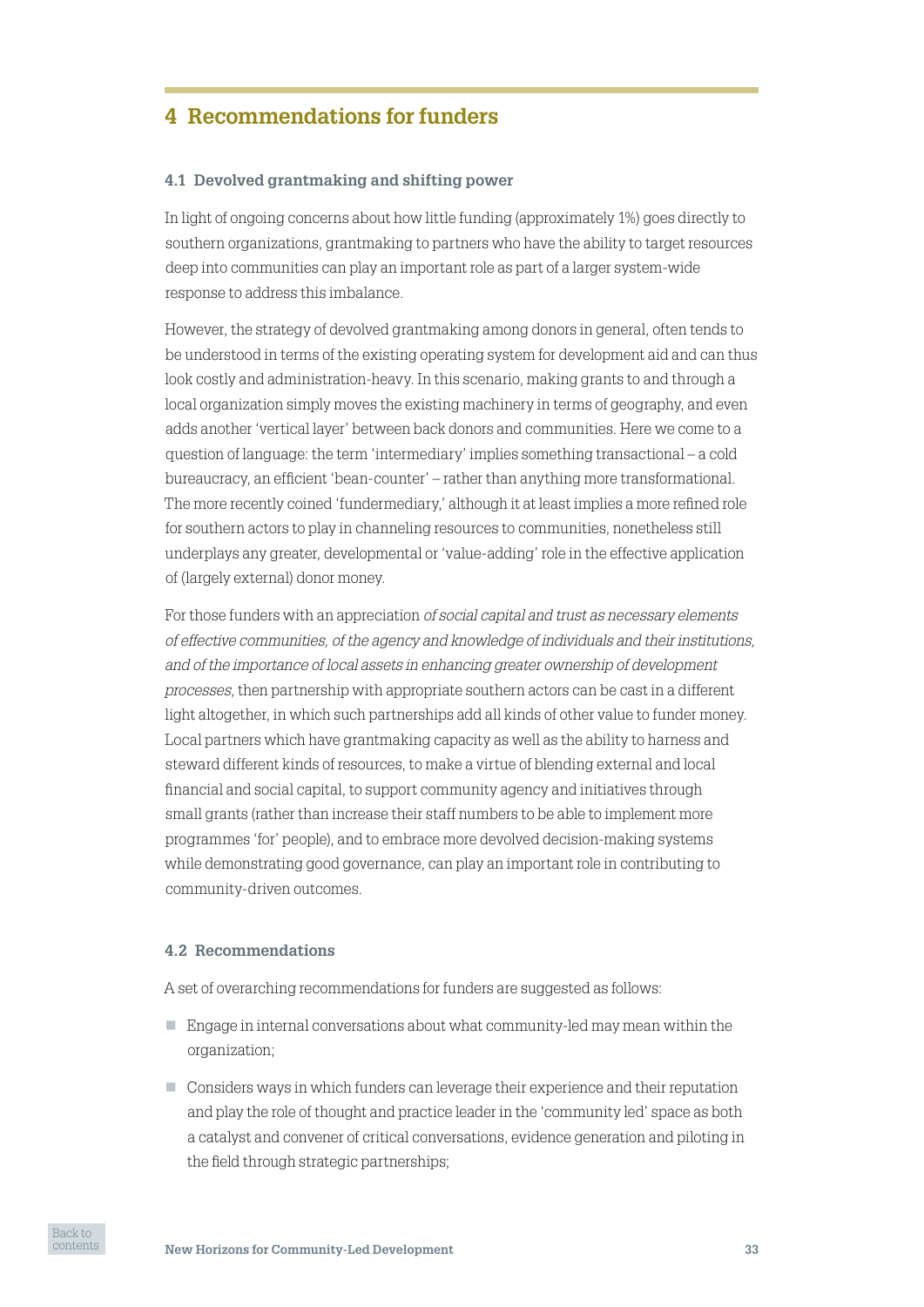## 4 Recommendations for funders

### 4.1 Devolved grantmaking and shifting power

In light of ongoing concerns about how little funding (approximately 1%) goes directly to southern organizations, grantmaking to partners who have the ability to target resources deep into communities can play an important role as part of a larger system-wide response to address this imbalance.

However, the strategy of devolved grantmaking among donors in general, often tends to be understood in terms of the existing operating system for development aid and can thus look costly and administration-heavy. In this scenario, making grants to and through a local organization simply moves the existing machinery in terms of geography, and even adds another 'vertical layer' between back donors and communities. Here we come to a question of language: the term 'intermediary' implies something transactional – a cold bureaucracy, an efficient 'bean-counter' – rather than anything more transformational. The more recently coined 'fundermediary,' although it at least implies a more refined role for southern actors to play in channeling resources to communities, nonetheless still underplays any greater, developmental or 'value-adding' role in the effective application of (largely external) donor money.

For those funders with an appreciation *of social capital and trust as necessary elements of effective communities, of the agency and knowledge of individuals and their institutions, and of the importance of local assets in enhancing greater ownership of development processes*, then partnership with appropriate southern actors can be cast in a different light altogether, in which such partnerships add all kinds of other value to funder money. Local partners which have grantmaking capacity as well as the ability to harness and steward different kinds of resources, to make a virtue of blending external and local financial and social capital, to support community agency and initiatives through small grants (rather than increase their staff numbers to be able to implement more programmes 'for' people), and to embrace more devolved decision-making systems while demonstrating good governance, can play an important role in contributing to community-driven outcomes.

### 4.2 Recommendations

A set of overarching recommendations for funders are suggested as follows:

- Engage in internal conversations about what community-led may mean within the organization;
- Considers ways in which funders can leverage their experience and their reputation and play the role of thought and practice leader in the 'community led' space as both a catalyst and convener of critical conversations, evidence generation and piloting in the field through strategic partnerships;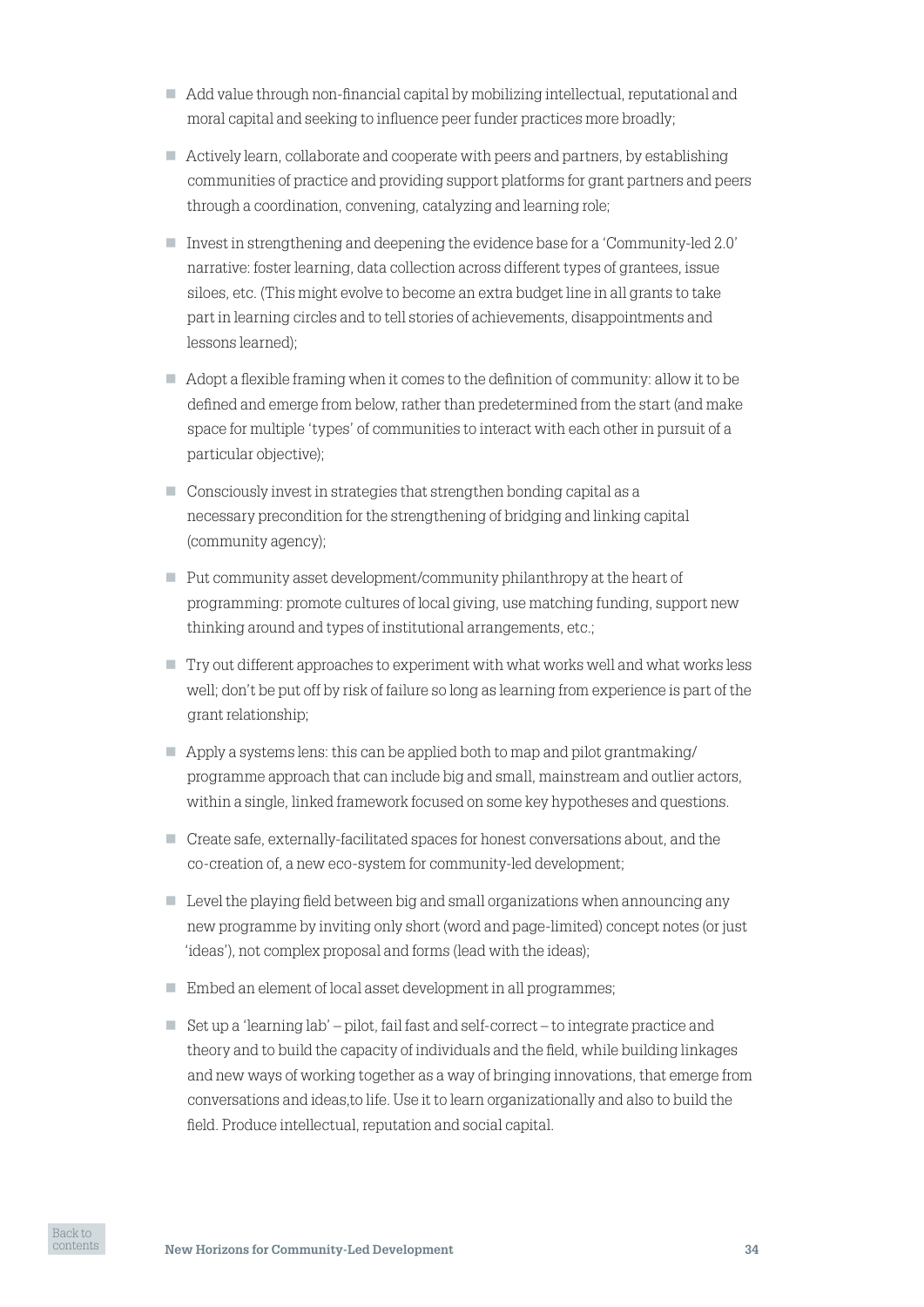- Add value through non-financial capital by mobilizing intellectual, reputational and moral capital and seeking to influence peer funder practices more broadly;
- Actively learn, collaborate and cooperate with peers and partners, by establishing communities of practice and providing support platforms for grant partners and peers through a coordination, convening, catalyzing and learning role;
- Invest in strengthening and deepening the evidence base for a 'Community-led 2.0' narrative: foster learning, data collection across different types of grantees, issue siloes, etc. (This might evolve to become an extra budget line in all grants to take part in learning circles and to tell stories of achievements, disappointments and lessons learned);
- Adopt a flexible framing when it comes to the definition of community: allow it to be defined and emerge from below, rather than predetermined from the start (and make space for multiple 'types' of communities to interact with each other in pursuit of a particular objective);
- Consciously invest in strategies that strengthen bonding capital as a necessary precondition for the strengthening of bridging and linking capital (community agency);
- Put community asset development/community philanthropy at the heart of programming: promote cultures of local giving, use matching funding, support new thinking around and types of institutional arrangements, etc.;
- Try out different approaches to experiment with what works well and what works less well; don't be put off by risk of failure so long as learning from experience is part of the grant relationship;
- Apply a systems lens: this can be applied both to map and pilot grantmaking/ programme approach that can include big and small, mainstream and outlier actors, within a single, linked framework focused on some key hypotheses and questions.
- Create safe, externally-facilitated spaces for honest conversations about, and the co-creation of, a new eco-system for community-led development;
- Level the playing field between big and small organizations when announcing any new programme by inviting only short (word and page-limited) concept notes (or just 'ideas'), not complex proposal and forms (lead with the ideas);
- Embed an element of local asset development in all programmes;
- Set up a 'learning lab' – pilot, fail fast and self-correct – to integrate practice and theory and to build the capacity of individuals and the field, while building linkages and new ways of working together as a way of bringing innovations, that emerge from conversations and ideas,to life. Use it to learn organizationally and also to build the field. Produce intellectual, reputation and social capital.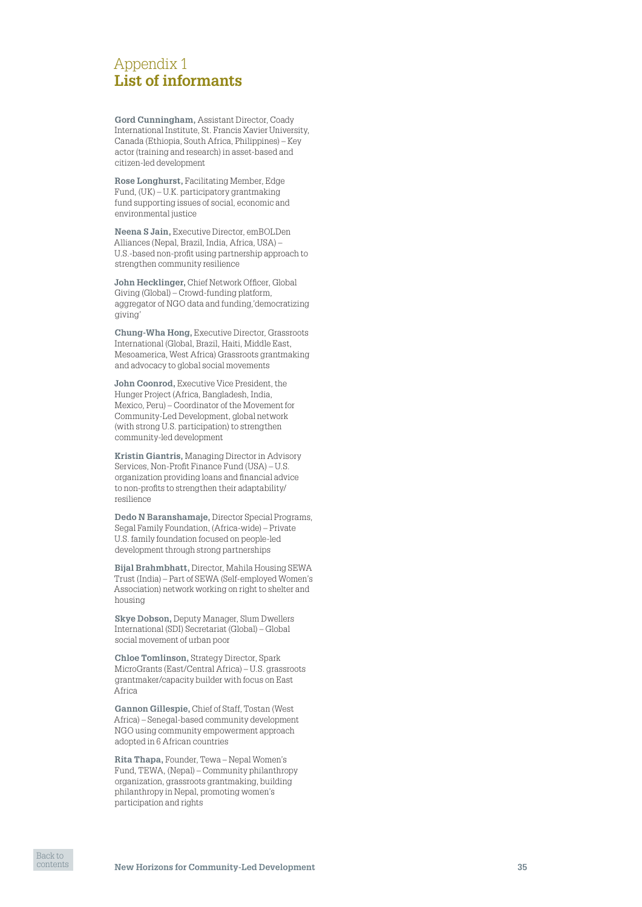# Appendix 1
## List of informants

**Gord Cunningham,** Assistant Director, Coady International Institute, St. Francis Xavier University, Canada (Ethiopia, South Africa, Philippines) – Key actor (training and research) in asset-based and citizen-led development

**Rose Longhurst,** Facilitating Member, Edge Fund, (UK) – U.K. participatory grantmaking fund supporting issues of social, economic and environmental justice

**Neena S Jain,** Executive Director, emBOLDen Alliances (Nepal, Brazil, India, Africa, USA) – U.S.-based non-profit using partnership approach to strengthen community resilience

**John Hecklinger,** Chief Network Officer, Global Giving (Global) – Crowd-funding platform, aggregator of NGO data and funding,'democratizing giving'

**Chung-Wha Hong,** Executive Director, Grassroots International (Global, Brazil, Haiti, Middle East, Mesoamerica, West Africa) Grassroots grantmaking and advocacy to global social movements

**John Coonrod,** Executive Vice President, the Hunger Project (Africa, Bangladesh, India, Mexico, Peru) – Coordinator of the Movement for Community-Led Development, global network (with strong U.S. participation) to strengthen community-led development

**Kristin Giantris,** Managing Director in Advisory Services, Non-Profit Finance Fund (USA) – U.S. organization providing loans and financial advice to non-profits to strengthen their adaptability/resilience

**Dedo N Baranshamaje,** Director Special Programs, Segal Family Foundation, (Africa-wide) – Private U.S. family foundation focused on people-led development through strong partnerships

**Bijal Brahmbhatt,** Director, Mahila Housing SEWA Trust (India) – Part of SEWA (Self-employed Women's Association) network working on right to shelter and housing

**Skye Dobson,** Deputy Manager, Slum Dwellers International (SDI) Secretariat (Global) – Global social movement of urban poor

**Chloe Tomlinson,** Strategy Director, Spark MicroGrants (East/Central Africa) – U.S. grassroots grantmaker/capacity builder with focus on East Africa

**Gannon Gillespie,** Chief of Staff, Tostan (West Africa) – Senegal-based community development NGO using community empowerment approach adopted in 6 African countries

**Rita Thapa,** Founder, Tewa – Nepal Women's Fund, TEWA, (Nepal) – Community philanthropy organization, grassroots grantmaking, building philanthropy in Nepal, promoting women's participation and rights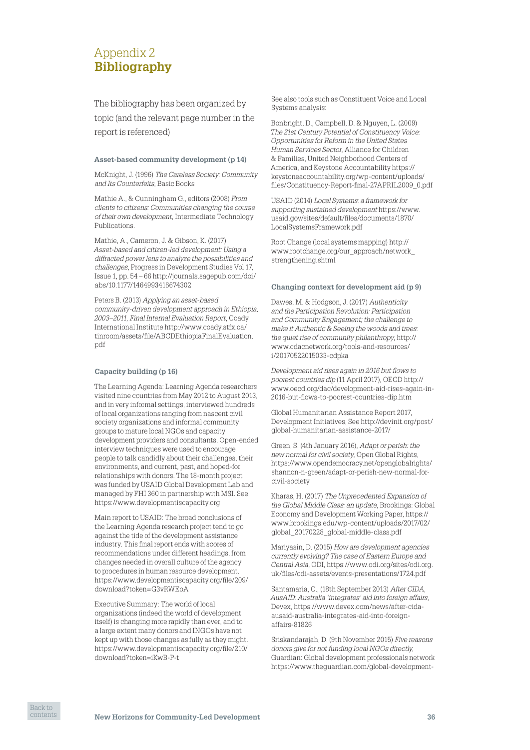# Appendix 2
# **Bibliography**

The bibliography has been organized by topic (and the relevant page number in the report is referenced)

### Asset-based community development (p 14)

McKnight, J. (1996) *The Careless Society: Community and Its Counterfeits*, Basic Books

Mathie A., & Cunningham G., editors (2008) *From clients to citizens: Communities changing the course of their own development*, Intermediate Technology Publications.

Mathie, A., Cameron, J. & Gibson, K. (2017) *Asset-based and citizen-led development: Using a diffracted power lens to analyze the possibilities and challenges*, Progress in Development Studies Vol 17, Issue 1, pp. 54 – 66 http://journals.sagepub.com/doi/abs/10.1177/1464993416674302

Peters B. (2013) *Applying an asset-based community-driven development approach in Ethiopia, 2003–2011, Final Internal Evaluation Report*, Coady International Institute http://www.coady.stfx.ca/tinroom/assets/file/ABCDEthiopiaFinalEvaluation.pdf

### Capacity building (p 16)

The Learning Agenda: Learning Agenda researchers visited nine countries from May 2012 to August 2013, and in very informal settings, interviewed hundreds of local organizations ranging from nascent civil society organizations and informal community groups to mature local NGOs and capacity development providers and consultants. Open-ended interview techniques were used to encourage people to talk candidly about their challenges, their environments, and current, past, and hoped-for relationships with donors. The 18-month project was funded by USAID Global Development Lab and managed by FHI 360 in partnership with MSI. See https://www.developmentiscapacity.org

Main report to USAID: The broad conclusions of the Learning Agenda research project tend to go against the tide of the development assistance industry. This final report ends with scores of recommendations under different headings, from changes needed in overall culture of the agency to procedures in human resource development. https://www.developmentiscapacity.org/file/209/download?token=G3vRWEoA

Executive Summary: The world of local organizations (indeed the world of development itself) is changing more rapidly than ever, and to a large extent many donors and INGOs have not kept up with those changes as fully as they might. https://www.developmentiscapacity.org/file/210/download?token=iKwB-P-t

See also tools such as Constituent Voice and Local Systems analysis:

Bonbright, D., Campbell, D. & Nguyen, L. (2009) *The 21st Century Potential of Constituency Voice: Opportunities for Reform in the United States Human Services Sector*, Alliance for Children & Families, United Neighborhood Centers of America, and Keystone Accountability https://keystoneaccountability.org/wp-content/uploads/files/Constituency-Report-final-27APRIL2009_0.pdf

USAID (2014) *Local Systems: a framework for supporting sustained development* https://www.usaid.gov/sites/default/files/documents/1870/LocalSystemsFramework.pdf

Root Change (local systems mapping) http://www.rootchange.org/our_approach/network_strengthening.shtml

### Changing context for development aid (p 9)

Dawes, M. & Hodgson, J. (2017) *Authenticity and the Participation Revolution: Participation and Community Engagement; the challenge to make it Authentic & Seeing the woods and trees: the quiet rise of community philanthropy*, http://www.cdacnetwork.org/tools-and-resources/i/20170522015033-cdpka

*Development aid rises again in 2016 but flows to poorest countries dip* (11 April 2017), OECD http://www.oecd.org/dac/development-aid-rises-again-in-2016-but-flows-to-poorest-countries-dip.htm

Global Humanitarian Assistance Report 2017, Development Initiatives, See http://devinit.org/post/global-humanitarian-assistance-2017/

Green, S. (4th January 2016), *Adapt or perish: the new normal for civil society*, Open Global Rights, https://www.opendemocracy.net/openglobalrights/shannon-n-green/adapt-or-perish-new-normal-for-civil-society

Kharas, H. (2017) *The Unprecedented Expansion of the Global Middle Class: an update*, Brookings: Global Economy and Development Working Paper, https://www.brookings.edu/wp-content/uploads/2017/02/global_20170228_global-middle-class.pdf

Mariyasin, D. (2015) *How are development agencies currently evolving? The case of Eastern Europe and Central Asia*, ODI, https://www.odi.org/sites/odi.org.uk/files/odi-assets/events-presentations/1724.pdf

Santamaria, C., (18th September 2013) *After CIDA, AusAID: Australia 'integrates' aid into foreign affairs*, Devex, https://www.devex.com/news/after-cida-ausaid-australia-integrates-aid-into-foreign-affairs-81826

Sriskandarajah, D. (9th November 2015) *Five reasons donors give for not funding local NGOs directly*, Guardian: Global development professionals network https://www.theguardian.com/global-development-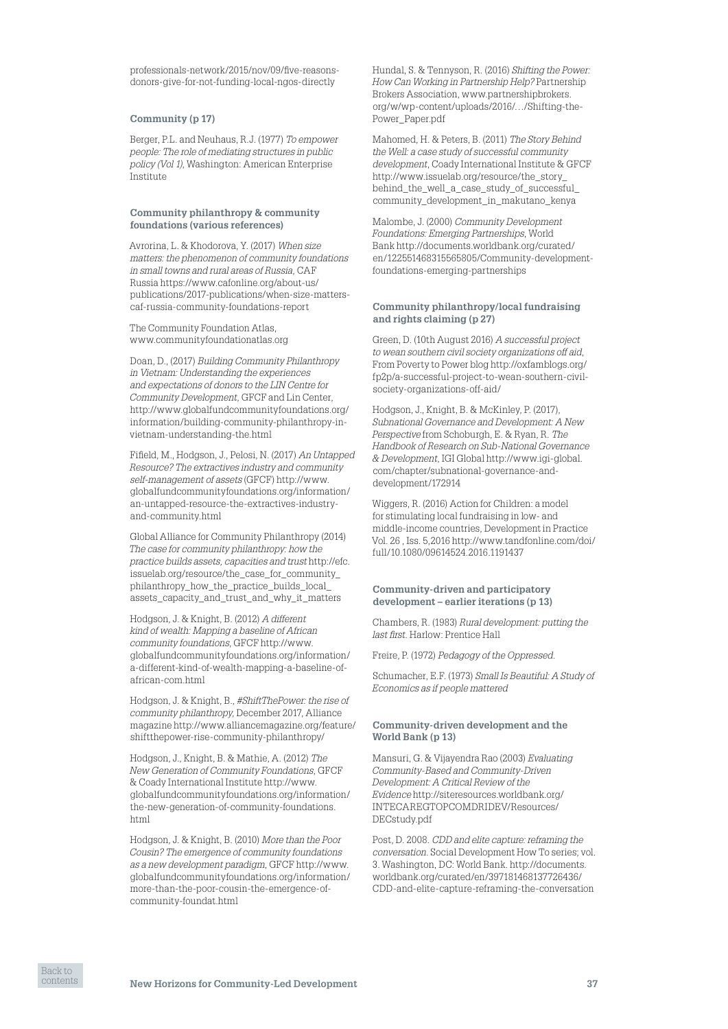professionals-network/2015/nov/09/five-reasons-donors-give-for-not-funding-local-ngos-directly

#### Community (p 17)

Berger, P.L. and Neuhaus, R.J. (1977) *To empower people: The role of mediating structures in public policy (Vol 1)*, Washington: American Enterprise Institute

#### Community philanthropy & community foundations (various references)

Avrorina, L. & Khodorova, Y. (2017) *When size matters: the phenomenon of community foundations in small towns and rural areas of Russia*, CAF Russia https://www.cafonline.org/about-us/publications/2017-publications/when-size-matters-caf-russia-community-foundations-report

The Community Foundation Atlas, www.communityfoundationatlas.org

Doan, D., (2017) *Building Community Philanthropy in Vietnam: Understanding the experiences and expectations of donors to the LIN Centre for Community Development*, GFCF and Lin Center, http://www.globalfundcommunityfoundations.org/information/building-community-philanthropy-in-vietnam-understanding-the.html

Fifield, M., Hodgson, J., Pelosi, N. (2017) *An Untapped Resource? The extractives industry and community self-management of assets* (GFCF) http://www.globalfundcommunityfoundations.org/information/an-untapped-resource-the-extractives-industry-and-community.html

Global Alliance for Community Philanthropy (2014) *The case for community philanthropy: how the practice builds assets, capacities and trust* http://efc.issuelab.org/resource/the_case_for_community_philanthropy_how_the_practice_builds_local_assets_capacity_and_trust_and_why_it_matters

Hodgson, J. & Knight, B. (2012) *A different kind of wealth: Mapping a baseline of African community foundations*, GFCF http://www.globalfundcommunityfoundations.org/information/a-different-kind-of-wealth-mapping-a-baseline-of-african-com.html

Hodgson, J. & Knight, B., *#ShiftThePower: the rise of community philanthropy*, December 2017, Alliance magazine http://www.alliancemagazine.org/feature/shiftthepower-rise-community-philanthropy/

Hodgson, J., Knight, B. & Mathie, A. (2012) *The New Generation of Community Foundations*, GFCF & Coady International Institute http://www.globalfundcommunityfoundations.org/information/the-new-generation-of-community-foundations.html

Hodgson, J. & Knight, B. (2010) *More than the Poor Cousin? The emergence of community foundations as a new development paradigm*, GFCF http://www.globalfundcommunityfoundations.org/information/more-than-the-poor-cousin-the-emergence-of-community-foundat.html

Hundal, S. & Tennyson, R. (2016) *Shifting the Power: How Can Working in Partnership Help?* Partnership Brokers Association, www.partnershipbrokers.org/w/wp-content/uploads/2016/…/Shifting-the-Power_Paper.pdf

Mahomed, H. & Peters, B. (2011) *The Story Behind the Well: a case study of successful community development*, Coady International Institute & GFCF http://www.issuelab.org/resource/the_story_behind_the_well_a_case_study_of_successful_community_development_in_makutano_kenya

Malombe, J. (2000) *Community Development Foundations: Emerging Partnerships*, World Bank http://documents.worldbank.org/curated/en/122551468315565805/Community-development-foundations-emerging-partnerships

#### Community philanthropy/local fundraising and rights claiming (p 27)

Green, D. (10th August 2016) *A successful project to wean southern civil society organizations off aid*, From Poverty to Power blog http://oxfamblogs.org/fp2p/a-successful-project-to-wean-southern-civil-society-organizations-off-aid/

Hodgson, J., Knight, B. & McKinley, P. (2017), *Subnational Governance and Development: A New Perspective* from Schoburgh, E. & Ryan, R. *The Handbook of Research on Sub-National Governance & Development*, IGI Global http://www.igi-global.com/chapter/subnational-governance-and-development/172914

Wiggers, R. (2016) Action for Children: a model for stimulating local fundraising in low- and middle-income countries, Development in Practice Vol. 26 , Iss. 5,2016 http://www.tandfonline.com/doi/full/10.1080/09614524.2016.1191437

#### Community-driven and participatory development – earlier iterations (p 13)

Chambers, R. (1983) *Rural development: putting the last first*. Harlow: Prentice Hall

Freire, P. (1972) *Pedagogy of the Oppressed.*

Schumacher, E.F. (1973) *Small Is Beautiful: A Study of Economics as if people mattered*

#### Community-driven development and the World Bank (p 13)

Mansuri, G. & Vijayendra Rao (2003) *Evaluating Community-Based and Community-Driven Development: A Critical Review of the Evidence* http://siteresources.worldbank.org/INTECAREGTOPCOMDRIDEV/Resources/DECstudy.pdf

Post, D. 2008. *CDD and elite capture: reframing the conversation*. Social Development How To series; vol. 3. Washington, DC: World Bank. http://documents.worldbank.org/curated/en/397181468137726436/CDD-and-elite-capture-reframing-the-conversation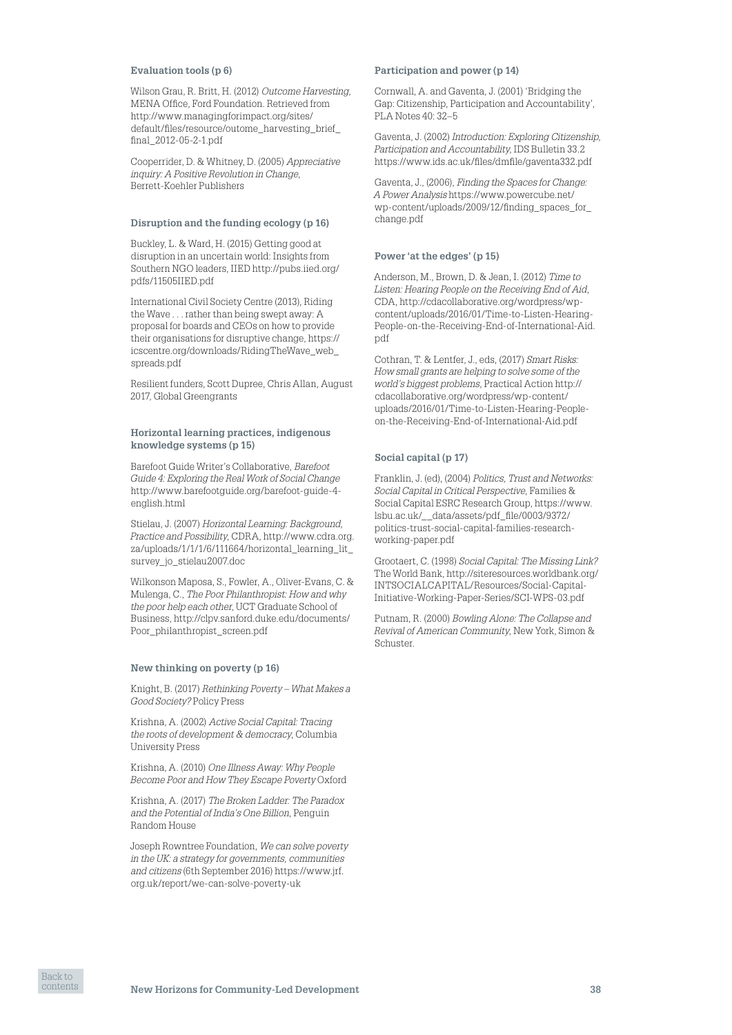#### Evaluation tools (p 6)

Wilson Grau, R. Britt, H. (2012) *Outcome Harvesting*, MENA Office, Ford Foundation. Retrieved from http://www.managingforimpact.org/sites/default/files/resource/outome_harvesting_brief_final_2012-05-2-1.pdf

Cooperrider, D. & Whitney, D. (2005) *Appreciative inquiry: A Positive Revolution in Change*, Berrett-Koehler Publishers

#### Disruption and the funding ecology (p 16)

Buckley, L. & Ward, H. (2015) Getting good at disruption in an uncertain world: Insights from Southern NGO leaders, IIED http://pubs.iied.org/pdfs/11505IIED.pdf

International Civil Society Centre (2013), Riding the Wave . . . rather than being swept away: A proposal for boards and CEOs on how to provide their organisations for disruptive change, https://icscentre.org/downloads/RidingTheWave_web_spreads.pdf

Resilient funders, Scott Dupree, Chris Allan, August 2017, Global Greengrants

#### Horizontal learning practices, indigenous knowledge systems (p 15)

Barefoot Guide Writer's Collaborative, *Barefoot Guide 4: Exploring the Real Work of Social Change* http://www.barefootguide.org/barefoot-guide-4-english.html

Stielau, J. (2007) *Horizontal Learning: Background, Practice and Possibility*, CDRA, http://www.cdra.org.za/uploads/1/1/1/6/111664/horizontal_learning_lit_survey_jo_stielau2007.doc

Wilkonson Maposa, S., Fowler, A., Oliver-Evans, C. & Mulenga, C., *The Poor Philanthropist: How and why the poor help each other*, UCT Graduate School of Business, http://clpv.sanford.duke.edu/documents/Poor_philanthropist_screen.pdf

#### New thinking on poverty (p 16)

Knight, B. (2017) *Rethinking Poverty – What Makes a Good Society?* Policy Press

Krishna, A. (2002) *Active Social Capital: Tracing the roots of development & democracy*, Columbia University Press

Krishna, A. (2010) *One Illness Away: Why People Become Poor and How They Escape Poverty* Oxford

Krishna, A. (2017) *The Broken Ladder: The Paradox and the Potential of India's One Billion*, Penguin Random House

Joseph Rowntree Foundation, *We can solve poverty in the UK: a strategy for governments, communities and citizens* (6th September 2016) https://www.jrf.org.uk/report/we-can-solve-poverty-uk

#### Participation and power (p 14)

Cornwall, A. and Gaventa, J. (2001) 'Bridging the Gap: Citizenship, Participation and Accountability', PLA Notes 40: 32–5

Gaventa, J. (2002) *Introduction: Exploring Citizenship, Participation and Accountability*, IDS Bulletin 33.2 https://www.ids.ac.uk/files/dmfile/gaventa332.pdf

Gaventa, J., (2006), *Finding the Spaces for Change: A Power Analysis* https://www.powercube.net/wp-content/uploads/2009/12/finding_spaces_for_change.pdf

#### Power 'at the edges' (p 15)

Anderson, M., Brown, D. & Jean, I. (2012) *Time to Listen: Hearing People on the Receiving End of Aid*, CDA, http://cdacollaborative.org/wordpress/wp-content/uploads/2016/01/Time-to-Listen-Hearing-People-on-the-Receiving-End-of-International-Aid.pdf

Cothran, T. & Lentfer, J., eds, (2017) *Smart Risks: How small grants are helping to solve some of the world's biggest problems*, Practical Action http://cdacollaborative.org/wordpress/wp-content/uploads/2016/01/Time-to-Listen-Hearing-People-on-the-Receiving-End-of-International-Aid.pdf

#### Social capital (p 17)

Franklin, J. (ed), (2004) *Politics, Trust and Networks: Social Capital in Critical Perspective*, Families & Social Capital ESRC Research Group, https://www.lsbu.ac.uk/__data/assets/pdf_file/0003/9372/politics-trust-social-capital-families-research-working-paper.pdf

Grootaert, C. (1998) *Social Capital: The Missing Link?* The World Bank, http://siteresources.worldbank.org/INTSOCIALCAPITAL/Resources/Social-Capital-Initiative-Working-Paper-Series/SCI-WPS-03.pdf

Putnam, R. (2000) *Bowling Alone: The Collapse and Revival of American Community*, New York, Simon & Schuster.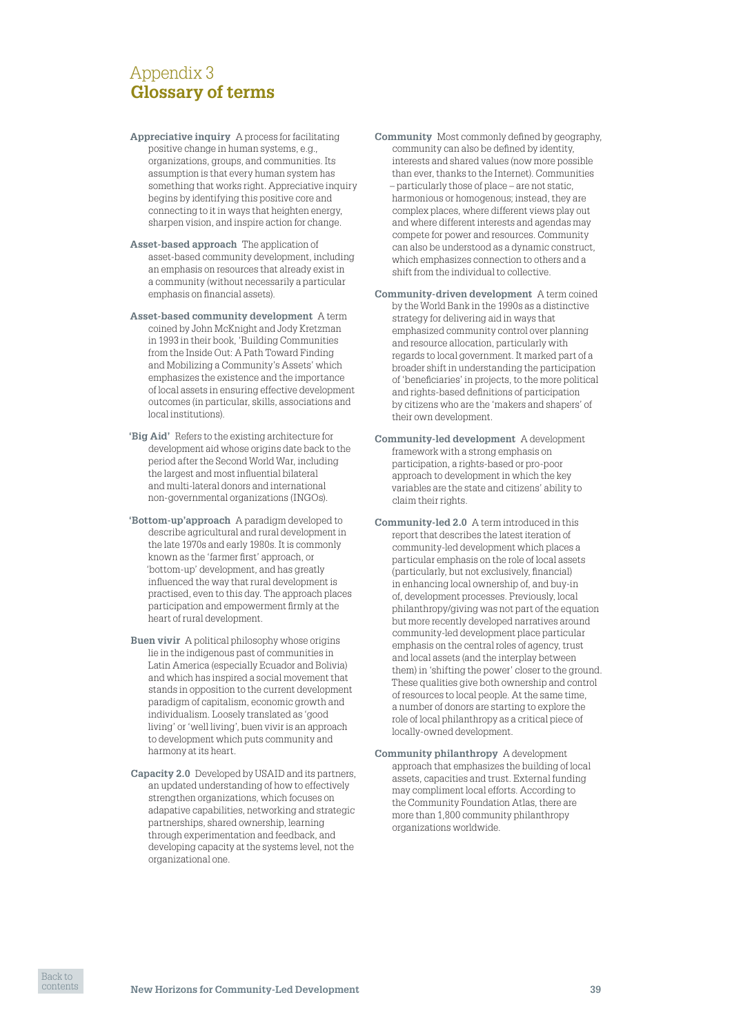# Appendix 3
## Glossary of terms

**Appreciative inquiry** A process for facilitating positive change in human systems, e.g., organizations, groups, and communities. Its assumption is that every human system has something that works right. Appreciative inquiry begins by identifying this positive core and connecting to it in ways that heighten energy, sharpen vision, and inspire action for change.

**Asset-based approach** The application of asset-based community development, including an emphasis on resources that already exist in a community (without necessarily a particular emphasis on financial assets).

**Asset-based community development** A term coined by John McKnight and Jody Kretzman in 1993 in their book, 'Building Communities from the Inside Out: A Path Toward Finding and Mobilizing a Community's Assets' which emphasizes the existence and the importance of local assets in ensuring effective development outcomes (in particular, skills, associations and local institutions).

**'Big Aid'** Refers to the existing architecture for development aid whose origins date back to the period after the Second World War, including the largest and most influential bilateral and multi-lateral donors and international non-governmental organizations (INGOs).

**'Bottom-up'approach** A paradigm developed to describe agricultural and rural development in the late 1970s and early 1980s. It is commonly known as the 'farmer first' approach, or 'bottom-up' development, and has greatly influenced the way that rural development is practised, even to this day. The approach places participation and empowerment firmly at the heart of rural development.

**Buen vivir** A political philosophy whose origins lie in the indigenous past of communities in Latin America (especially Ecuador and Bolivia) and which has inspired a social movement that stands in opposition to the current development paradigm of capitalism, economic growth and individualism. Loosely translated as 'good living' or 'well living', buen vivir is an approach to development which puts community and harmony at its heart.

**Capacity 2.0** Developed by USAID and its partners, an updated understanding of how to effectively strengthen organizations, which focuses on adapative capabilities, networking and strategic partnerships, shared ownership, learning through experimentation and feedback, and developing capacity at the systems level, not the organizational one.

**Community** Most commonly defined by geography, community can also be defined by identity, interests and shared values (now more possible than ever, thanks to the Internet). Communities – particularly those of place – are not static, harmonious or homogenous; instead, they are complex places, where different views play out and where different interests and agendas may compete for power and resources. Community can also be understood as a dynamic construct, which emphasizes connection to others and a shift from the individual to collective.

**Community-driven development** A term coined by the World Bank in the 1990s as a distinctive strategy for delivering aid in ways that emphasized community control over planning and resource allocation, particularly with regards to local government. It marked part of a broader shift in understanding the participation of 'beneficiaries' in projects, to the more political and rights-based definitions of participation by citizens who are the 'makers and shapers' of their own development.

**Community-led development** A development framework with a strong emphasis on participation, a rights-based or pro-poor approach to development in which the key variables are the state and citizens' ability to claim their rights.

**Community-led 2.0** A term introduced in this report that describes the latest iteration of community-led development which places a particular emphasis on the role of local assets (particularly, but not exclusively, financial) in enhancing local ownership of, and buy-in of, development processes. Previously, local philanthropy/giving was not part of the equation but more recently developed narratives around community-led development place particular emphasis on the central roles of agency, trust and local assets (and the interplay between them) in 'shifting the power' closer to the ground. These qualities give both ownership and control of resources to local people. At the same time, a number of donors are starting to explore the role of local philanthropy as a critical piece of locally-owned development.

**Community philanthropy** A development approach that emphasizes the building of local assets, capacities and trust. External funding may compliment local efforts. According to the Community Foundation Atlas, there are more than 1,800 community philanthropy organizations worldwide.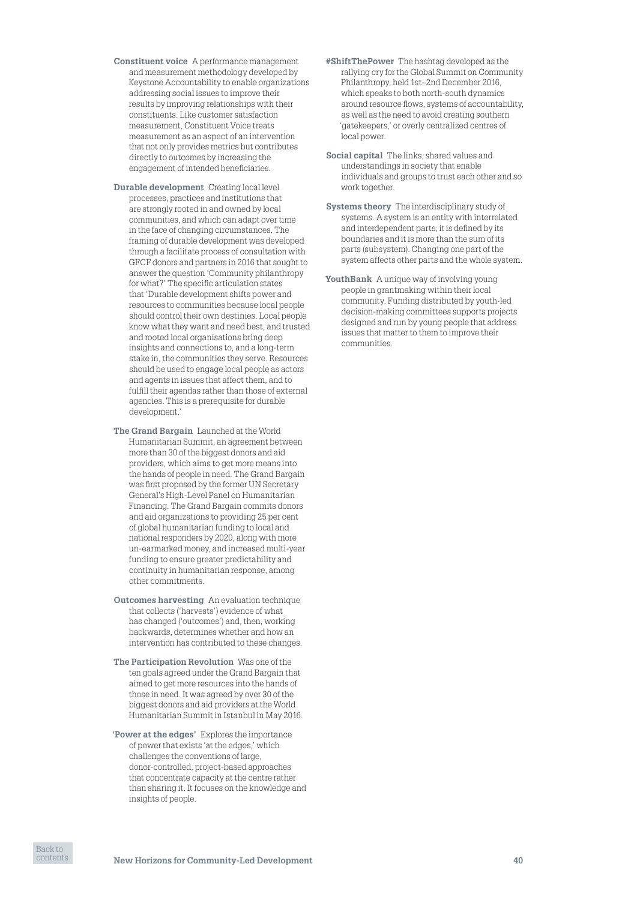**Constituent voice** A performance management and measurement methodology developed by Keystone Accountability to enable organizations addressing social issues to improve their results by improving relationships with their constituents. Like customer satisfaction measurement, Constituent Voice treats measurement as an aspect of an intervention that not only provides metrics but contributes directly to outcomes by increasing the engagement of intended beneficiaries.

**Durable development** Creating local level processes, practices and institutions that are strongly rooted in and owned by local communities, and which can adapt over time in the face of changing circumstances. The framing of durable development was developed through a facilitate process of consultation with GFCF donors and partners in 2016 that sought to answer the question 'Community philanthropy for what?' The specific articulation states that 'Durable development shifts power and resources to communities because local people should control their own destinies. Local people know what they want and need best, and trusted and rooted local organisations bring deep insights and connections to, and a long-term stake in, the communities they serve. Resources should be used to engage local people as actors and agents in issues that affect them, and to fulfill their agendas rather than those of external agencies. This is a prerequisite for durable development.'

**The Grand Bargain** Launched at the World Humanitarian Summit, an agreement between more than 30 of the biggest donors and aid providers, which aims to get more means into the hands of people in need. The Grand Bargain was first proposed by the former UN Secretary General's High-Level Panel on Humanitarian Financing. The Grand Bargain commits donors and aid organizations to providing 25 per cent of global humanitarian funding to local and national responders by 2020, along with more un-earmarked money, and increased multi-year funding to ensure greater predictability and continuity in humanitarian response, among other commitments.

**Outcomes harvesting** An evaluation technique that collects ('harvests') evidence of what has changed ('outcomes') and, then, working backwards, determines whether and how an intervention has contributed to these changes.

**The Participation Revolution** Was one of the ten goals agreed under the Grand Bargain that aimed to get more resources into the hands of those in need. It was agreed by over 30 of the biggest donors and aid providers at the World Humanitarian Summit in Istanbul in May 2016.

**'Power at the edges'** Explores the importance of power that exists 'at the edges,' which challenges the conventions of large, donor-controlled, project-based approaches that concentrate capacity at the centre rather than sharing it. It focuses on the knowledge and insights of people.

**#ShiftThePower** The hashtag developed as the rallying cry for the Global Summit on Community Philanthropy, held 1st–2nd December 2016, which speaks to both north-south dynamics around resource flows, systems of accountability, as well as the need to avoid creating southern 'gatekeepers,' or overly centralized centres of local power.

**Social capital** The links, shared values and understandings in society that enable individuals and groups to trust each other and so work together.

**Systems theory** The interdisciplinary study of systems. A system is an entity with interrelated and interdependent parts; it is defined by its boundaries and it is more than the sum of its parts (subsystem). Changing one part of the system affects other parts and the whole system.

**YouthBank** A unique way of involving young people in grantmaking within their local community. Funding distributed by youth-led decision-making committees supports projects designed and run by young people that address issues that matter to them to improve their communities.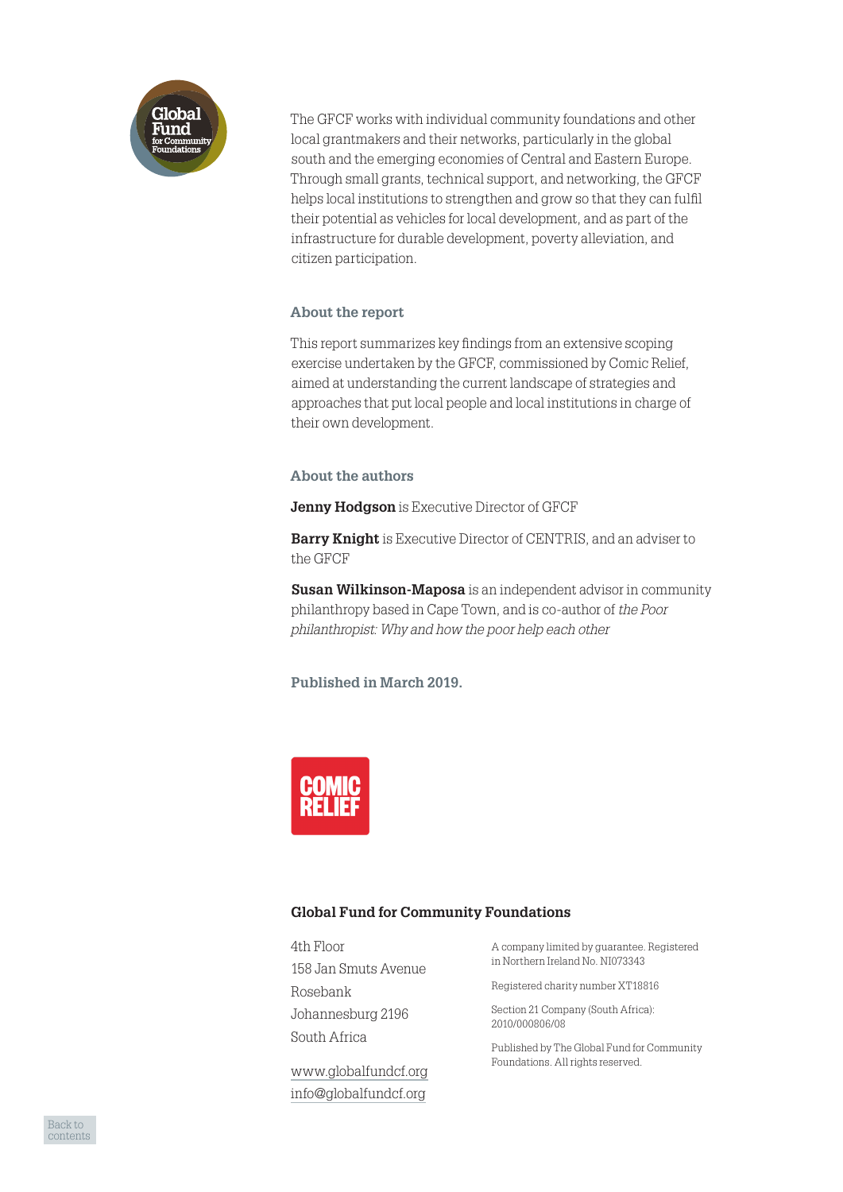The GFCF works with individual community foundations and other local grantmakers and their networks, particularly in the global south and the emerging economies of Central and Eastern Europe. Through small grants, technical support, and networking, the GFCF helps local institutions to strengthen and grow so that they can fulfil their potential as vehicles for local development, and as part of the infrastructure for durable development, poverty alleviation, and citizen participation.

### About the report

This report summarizes key findings from an extensive scoping exercise undertaken by the GFCF, commissioned by Comic Relief, aimed at understanding the current landscape of strategies and approaches that put local people and local institutions in charge of their own development.

### About the authors

**Jenny Hodgson** is Executive Director of GFCF

**Barry Knight** is Executive Director of CENTRIS, and an adviser to the GFCF

**Susan Wilkinson-Maposa** is an independent advisor in community philanthropy based in Cape Town, and is co-author of *the Poor philanthropist: Why and how the poor help each other*

**Published in March 2019.**

### Global Fund for Community Foundations

4th Floor
158 Jan Smuts Avenue
Rosebank
Johannesburg 2196
South Africa

www.globalfundcf.org
info@globalfundcf.org

A company limited by guarantee. Registered in Northern Ireland No. NI073343

Registered charity number XT18816

Section 21 Company (South Africa): 2010/000806/08

Published by The Global Fund for Community Foundations. All rights reserved.